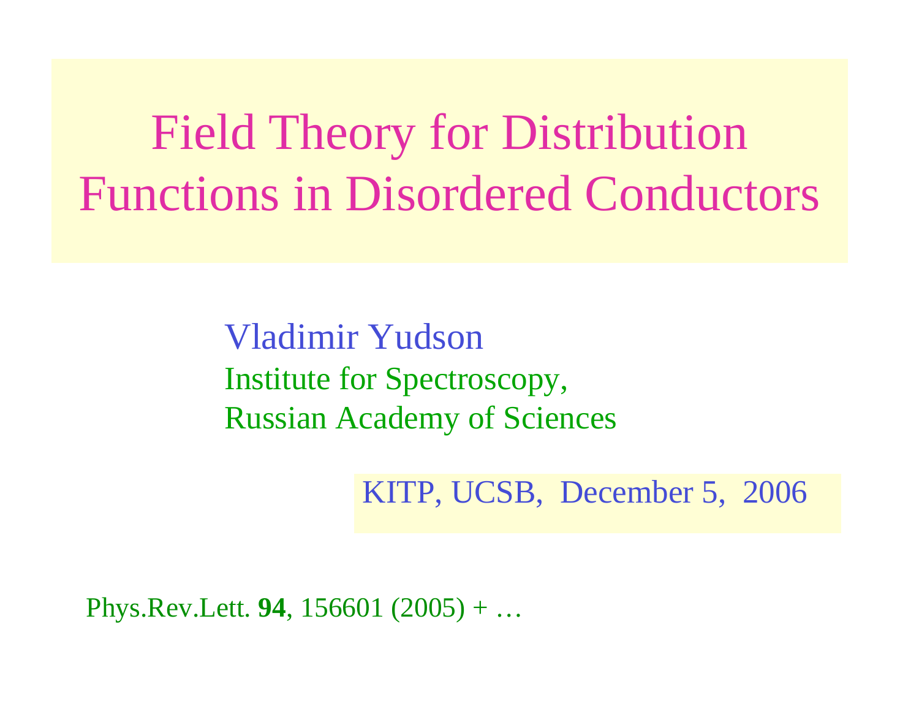# Field Theory for Distribution Functions in Disordered Conductors

Vladimir Yudson

Institute for Spectroscopy,
Russian Academy of Sciences

KITP, UCSB, December 5, 2006

Phys.Rev.Lett. **94**, 156601 (2005) + …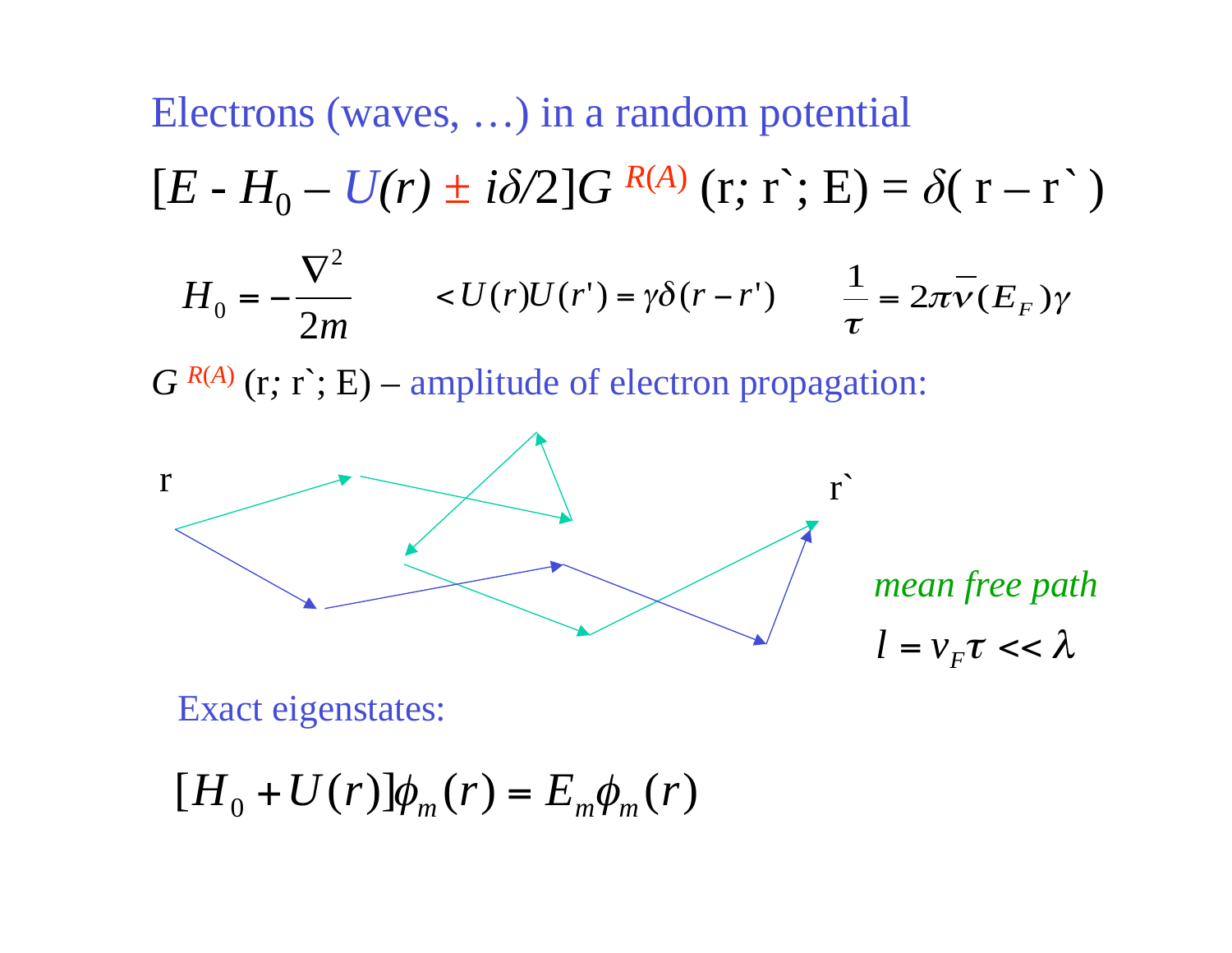# Electrons (waves, …) in a random potential

$$[E - H_0 - U(r) \pm i\delta/2]G^{R(A)}(r; r`; E) = \delta(r - r`)$$

$$H_0 = -\frac{\nabla^2}{2m} \qquad \langle U(r)U(r') = \gamma\delta(r - r') \qquad \frac{1}{\tau} = 2\pi\bar{\nu}(E_F)\gamma$$

$G^{R(A)}(r; r`; E)$ – amplitude of electron propagation:

r

r`

*mean free path*

$$l = v_F\tau << \lambda$$

Exact eigenstates:

$$[H_0 + U(r)]\phi_m(r) = E_m\phi_m(r)$$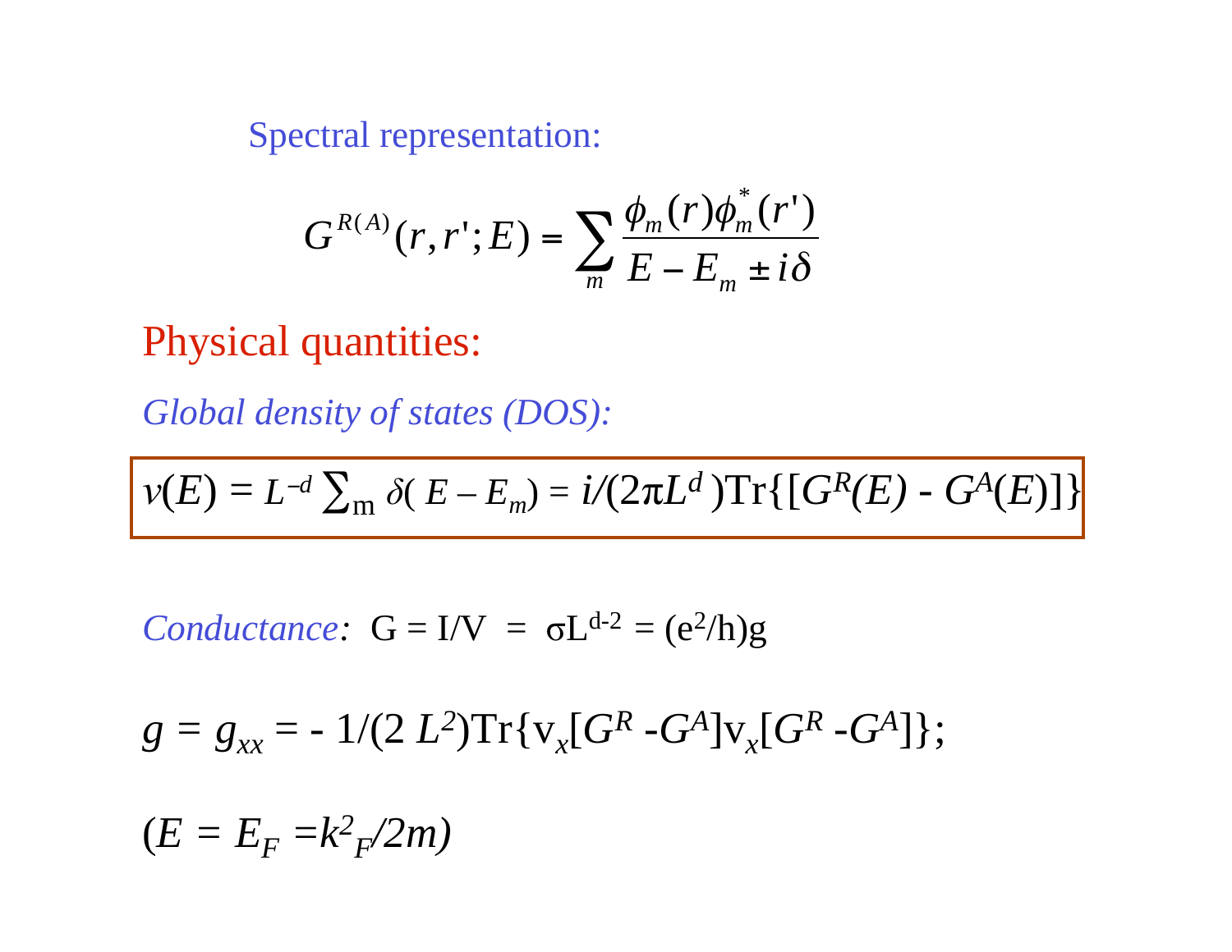Spectral representation:

$$G^{R(A)}(r,r';E) = \sum_m \frac{\phi_m(r)\phi_m^*(r')}{E - E_m \pm i\delta}$$

## Physical quantities:

*Global density of states (DOS):*

$$\nu(E) = L^{-d} \sum_m \delta(E - E_m) = i/(2\pi L^d)\mathrm{Tr}\{[G^R(E) - G^A(E)]\}$$

*Conductance*: $G = I/V = \sigma L^{d-2} = (e^2/h)g$

$$g = g_{xx} = -1/(2L^2)\mathrm{Tr}\{v_x[G^R - G^A]v_x[G^R - G^A]\};$$

$(E = E_F = k^2_F/2m)$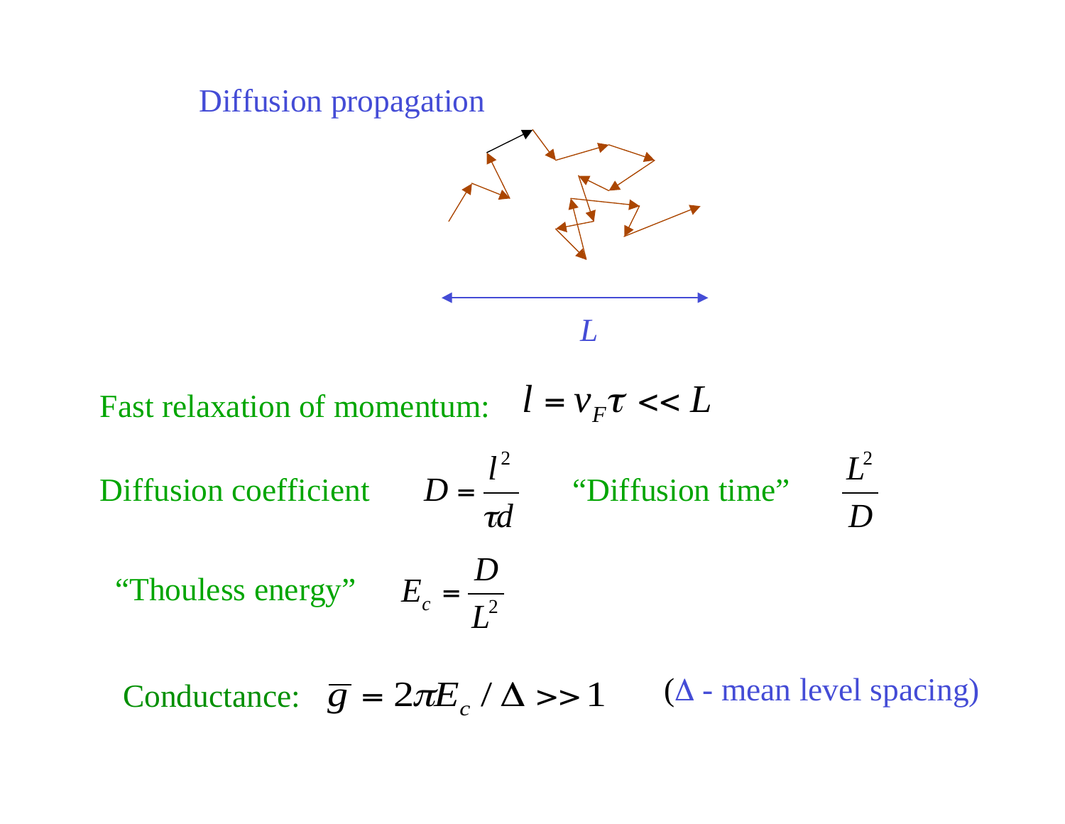## Diffusion propagation

$L$

Fast relaxation of momentum: $l = v_F \tau << L$

Diffusion coefficient $D = \dfrac{l^2}{\tau d}$ "Diffusion time" $\dfrac{L^2}{D}$

"Thouless energy" $E_c = \dfrac{D}{L^2}$

Conductance: $\overline{g} = 2\pi E_c / \Delta >> 1$ ($\Delta$ - mean level spacing)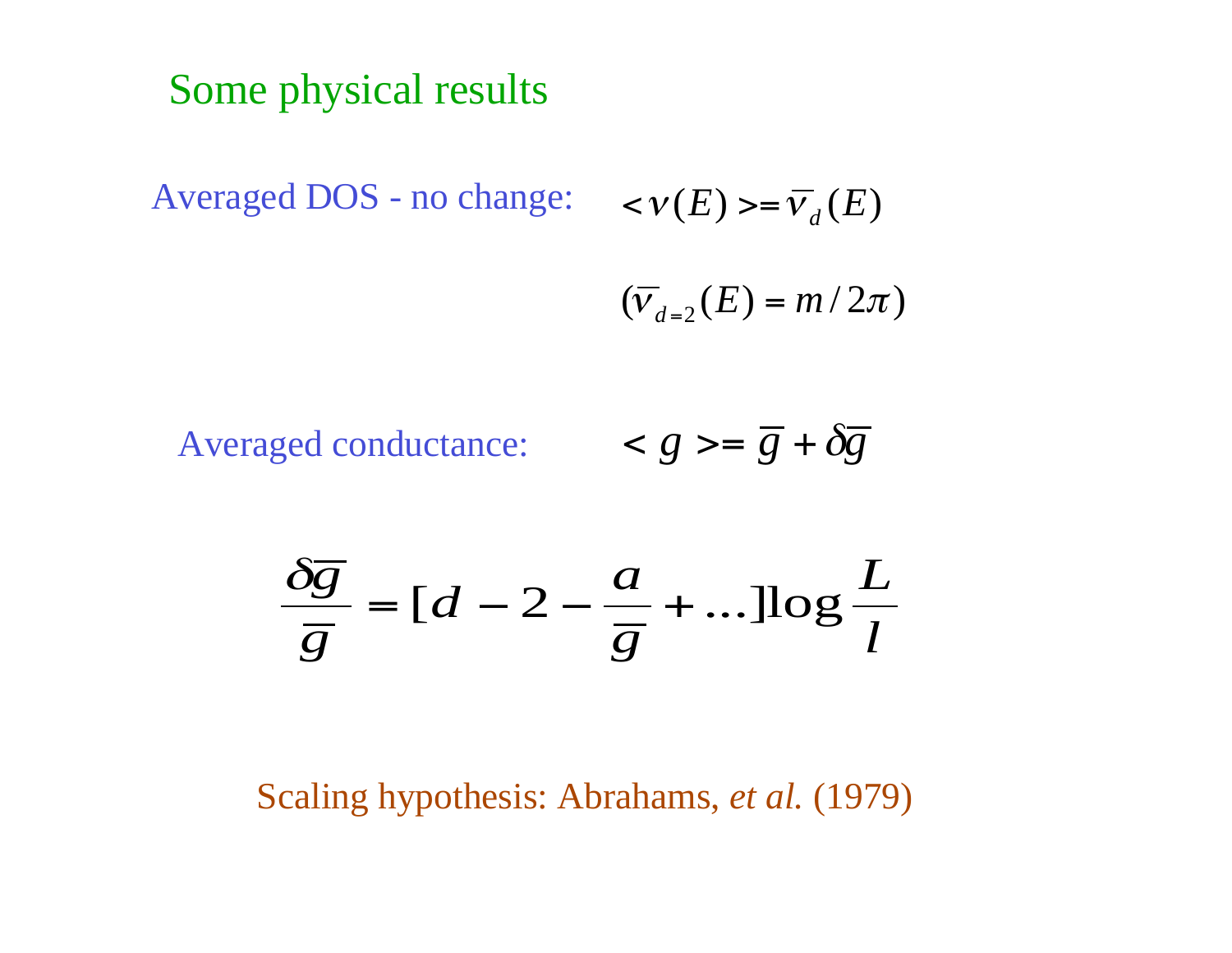## Some physical results

Averaged DOS - no change: $<\nu(E)>=\overline{\nu}_d(E)$

$$(\overline{\nu}_{d=2}(E) = m/2\pi)$$

Averaged conductance: $< g >= \overline{g} + \delta\overline{g}$

$$\frac{\delta\overline{g}}{\overline{g}} = [d - 2 - \frac{a}{\overline{g}} + \ldots]\log\frac{L}{l}$$

Scaling hypothesis: Abrahams, *et al.* (1979)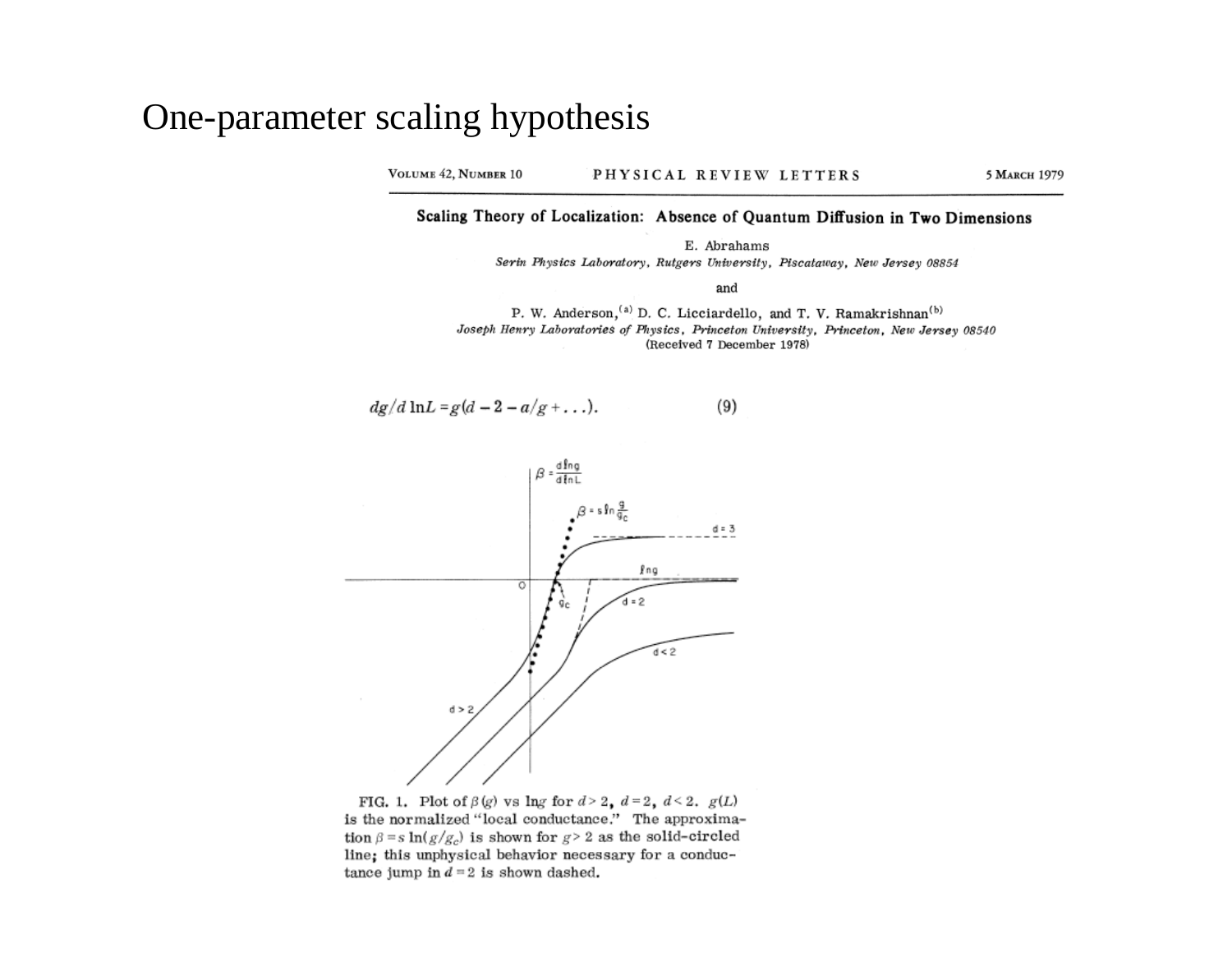# One-parameter scaling hypothesis

VOLUME 42, NUMBER 10 — PHYSICAL REVIEW LETTERS — 5 MARCH 1979

## Scaling Theory of Localization: Absence of Quantum Diffusion in Two Dimensions

E. Abrahams
*Serin Physics Laboratory, Rutgers University, Piscataway, New Jersey 08854*

and

P. W. Anderson,[a] D. C. Licciardello, and T. V. Ramakrishnan[b]
*Joseph Henry Laboratories of Physics, Princeton University, Princeton, New Jersey 08540*
(Received 7 December 1978)

$$dg/d\ln L = g(d - 2 - a/g + \ldots). \qquad (9)$$

FIG. 1. Plot of $\beta(g)$ vs $\ln g$ for $d > 2$, $d = 2$, $d < 2$. $g(L)$ is the normalized "local conductance." The approximation $\beta = s\ln(g/g_c)$ is shown for $g > 2$ as the solid-circled line; this unphysical behavior necessary for a conductance jump in $d = 2$ is shown dashed.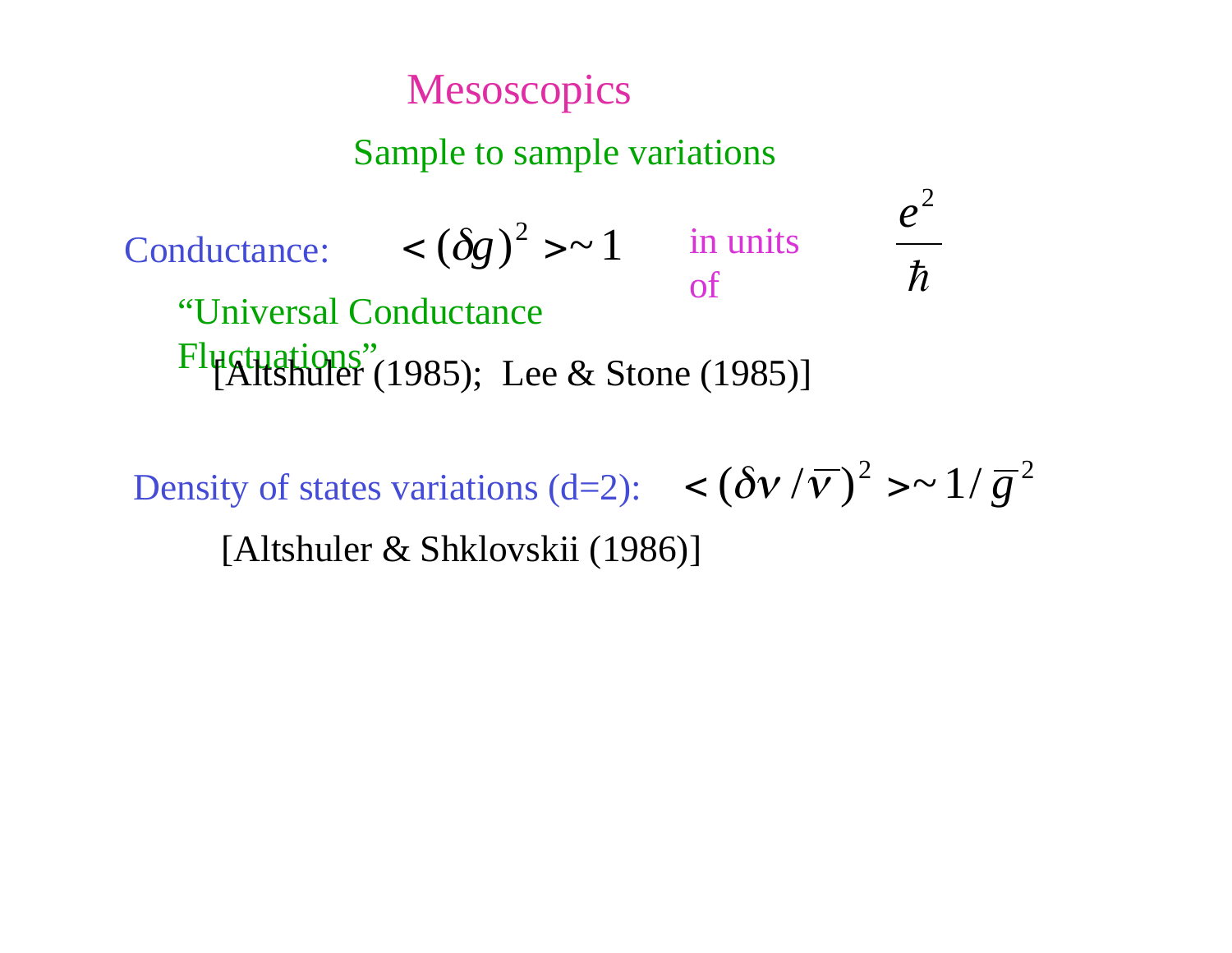# Mesoscopics

## Sample to sample variations

Conductance: $<(\delta g)^2>\sim 1$ in units of $\dfrac{e^2}{\hbar}$

"Universal Conductance Fluctuations"

[Altshuler (1985); Lee & Stone (1985)]

Density of states variations (d=2): $<(\delta \nu / \bar{\nu})^2>\sim 1/\bar{g}^2$

[Altshuler & Shklovskii (1986)]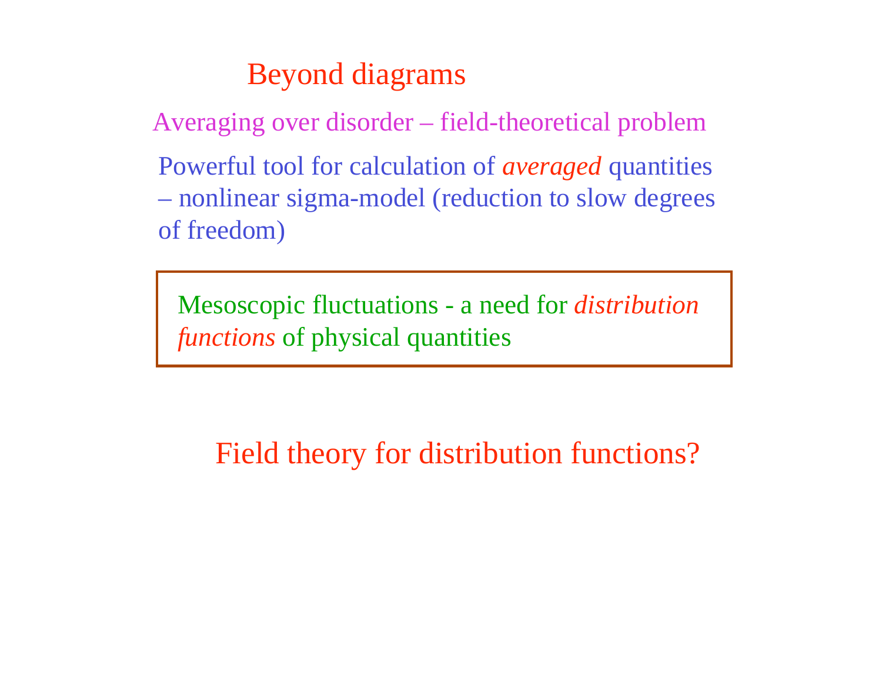# Beyond diagrams

Averaging over disorder – field-theoretical problem

Powerful tool for calculation of *averaged* quantities – nonlinear sigma-model (reduction to slow degrees of freedom)

> Mesoscopic fluctuations - a need for *distribution functions* of physical quantities

Field theory for distribution functions?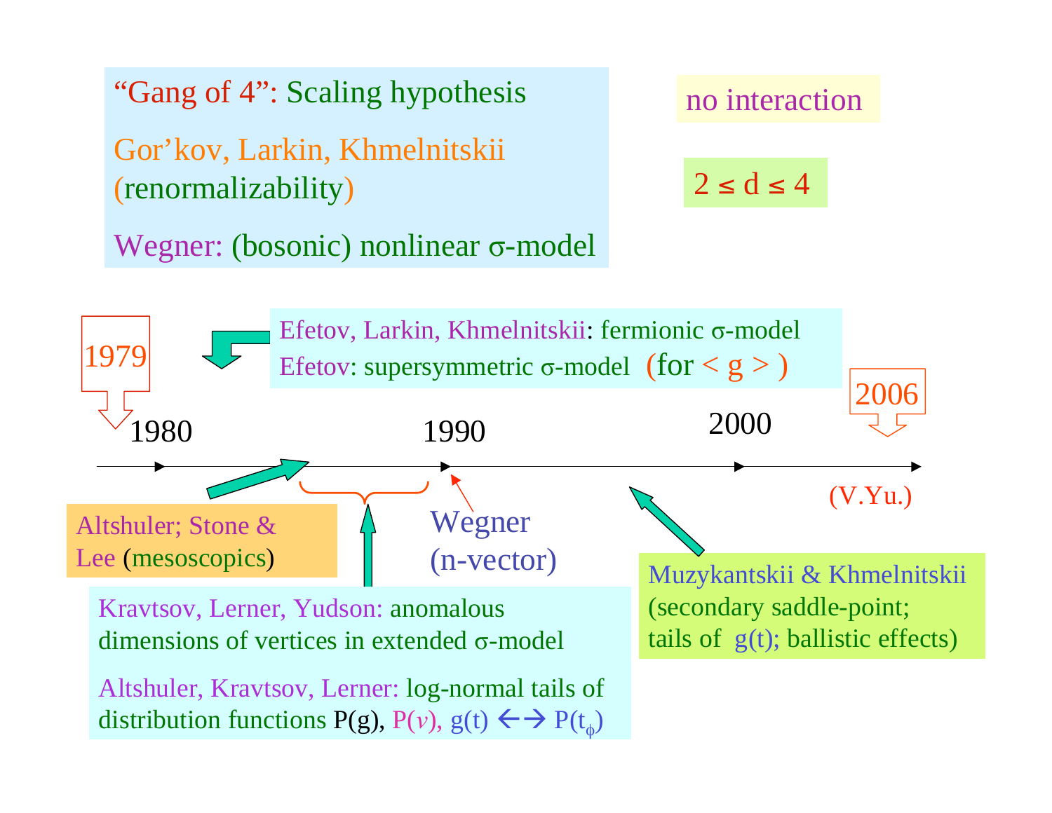"Gang of 4": Scaling hypothesis

Gor'kov, Larkin, Khmelnitskii (renormalizability)

Wegner: (bosonic) nonlinear σ-model

no interaction

$2 \leq d \leq 4$

Efetov, Larkin, Khmelnitskii: fermionic σ-model

Efetov: supersymmetric σ-model (for $< g >$)

1979

1980

1990

2000

2006

(V.Yu.)

Altshuler; Stone & Lee (mesoscopics)

Wegner (n-vector)

Kravtsov, Lerner, Yudson: anomalous dimensions of vertices in extended σ-model

Altshuler, Kravtsov, Lerner: log-normal tails of distribution functions $P(g)$, $P(\nu)$, $g(t) \leftrightarrow P(t_\phi)$

Muzykantskii & Khmelnitskii (secondary saddle-point; tails of $g(t)$; ballistic effects)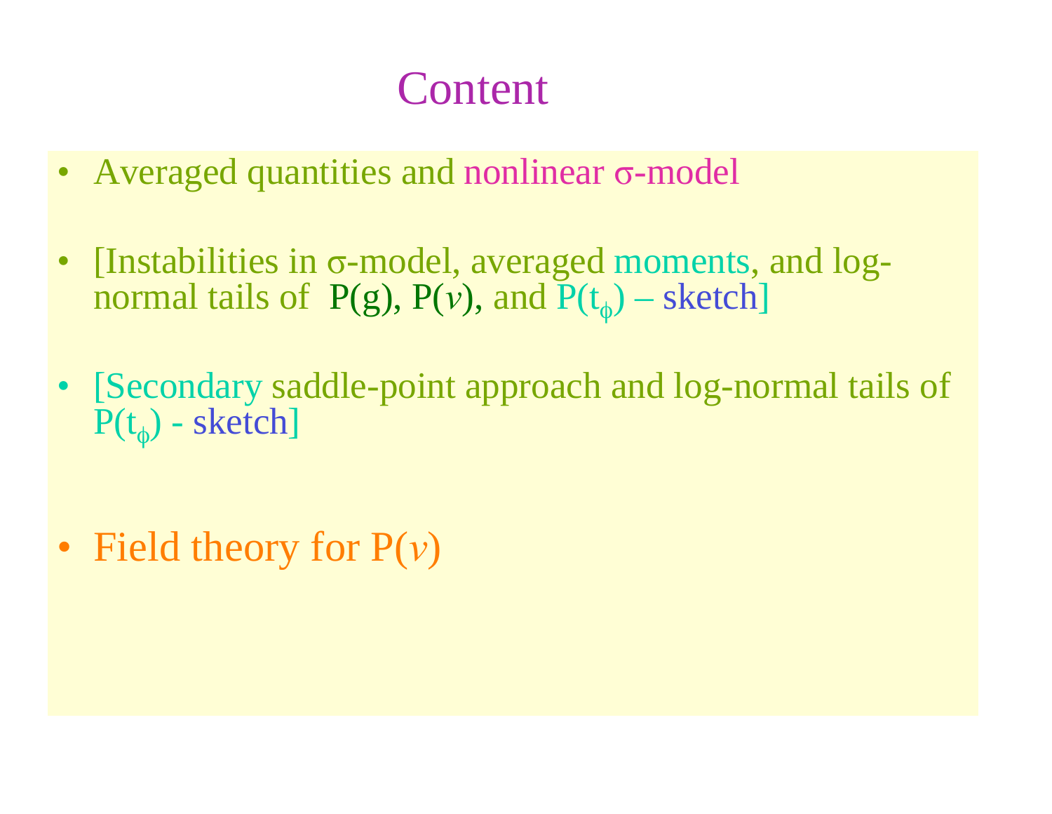# Content

- Averaged quantities and nonlinear $\sigma$-model
- [Instabilities in $\sigma$-model, averaged moments, and log-normal tails of $P(g)$, $P(\nu)$, and $P(t_\phi)$ – sketch]
- [Secondary saddle-point approach and log-normal tails of $P(t_\phi)$ - sketch]
- Field theory for $P(\nu)$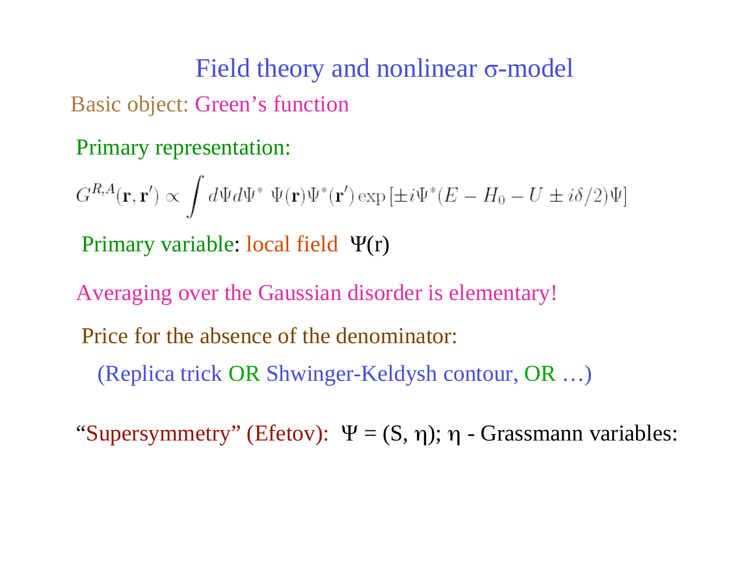# Field theory and nonlinear $\sigma$-model

Basic object: Green's function

Primary representation:

$$G^{R,A}(\mathbf{r},\mathbf{r}') \propto \int d\Psi d\Psi^* \; \Psi(\mathbf{r})\Psi^*(\mathbf{r}') \exp\left[\pm i\Psi^*(E - H_0 - U \pm i\delta/2)\Psi\right]$$

Primary variable: local field $\Psi(r)$

Averaging over the Gaussian disorder is elementary!

Price for the absence of the denominator:

(Replica trick OR Shwinger-Keldysh contour, OR …)

"Supersymmetry" (Efetov): $\Psi = (S, \eta)$; $\eta$ - Grassmann variables: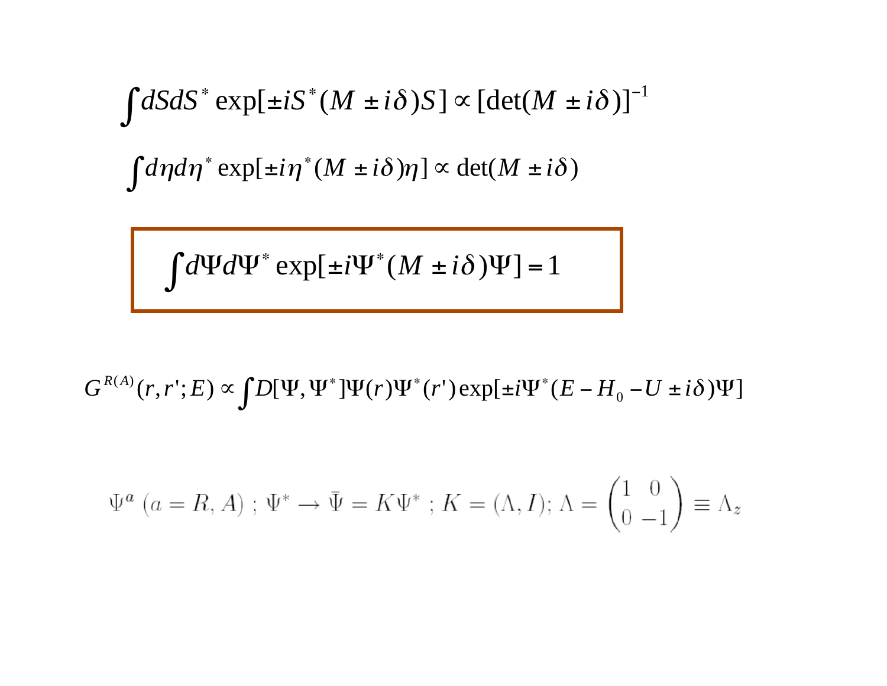$$\int dSdS^* \exp[\pm iS^*(M \pm i\delta)S] \propto [\det(M \pm i\delta)]^{-1}$$

$$\int d\eta d\eta^* \exp[\pm i\eta^*(M \pm i\delta)\eta] \propto \det(M \pm i\delta)$$

$$\boxed{\int d\Psi d\Psi^* \exp[\pm i\Psi^*(M \pm i\delta)\Psi] = 1}$$

$$G^{R(A)}(r, r'; E) \propto \int D[\Psi, \Psi^*]\Psi(r)\Psi^*(r') \exp[\pm i\Psi^*(E - H_0 - U \pm i\delta)\Psi]$$

$$\Psi^a \ (a = R, A) \ ; \ \Psi^* \to \bar{\Psi} = K\Psi^* \ ; \ K = (\Lambda, I); \ \Lambda = \begin{pmatrix} 1 & 0 \\ 0 & -1 \end{pmatrix} \equiv \Lambda_z$$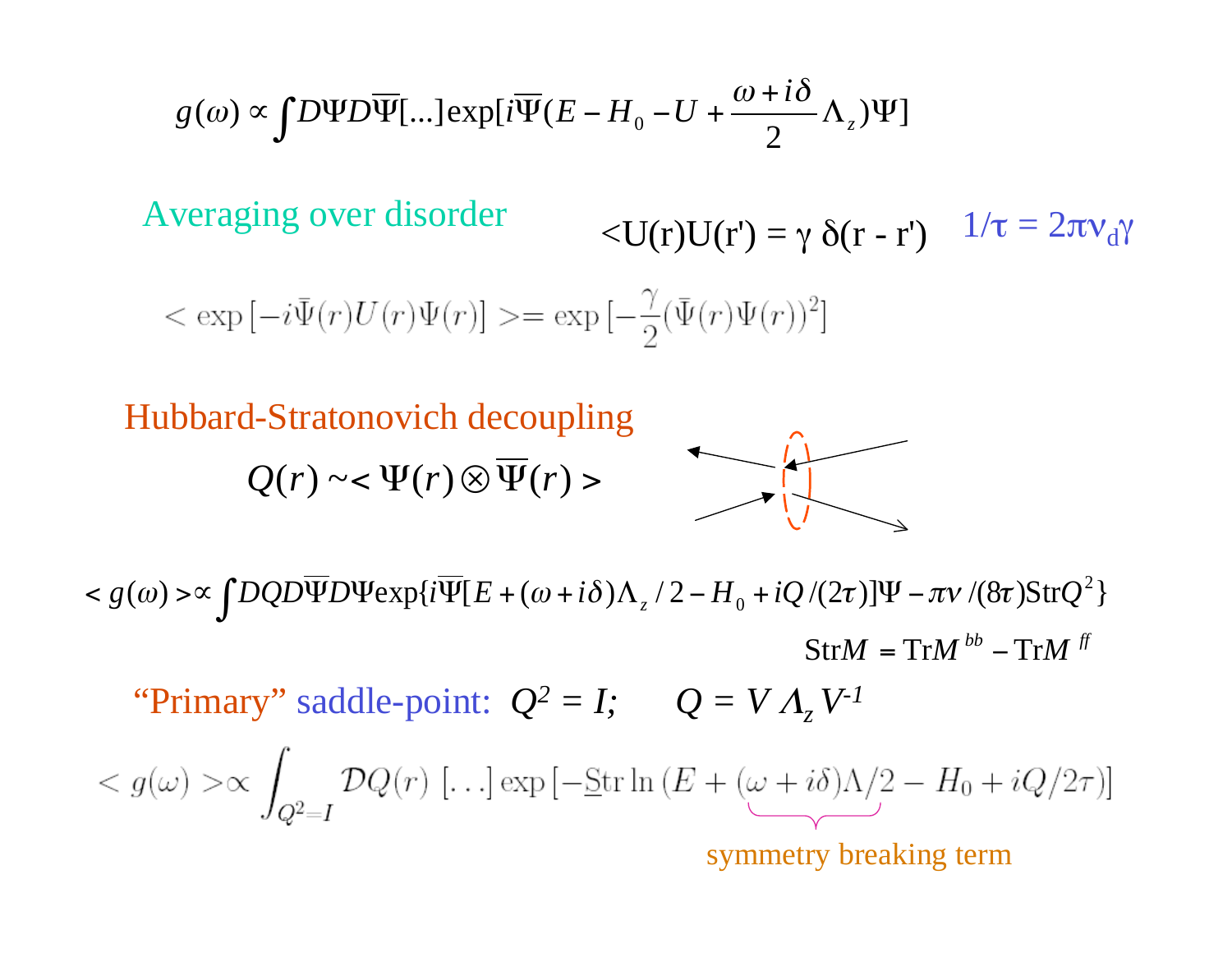$$g(\omega) \propto \int D\Psi D\overline{\Psi}[...]\exp[i\overline{\Psi}(E - H_0 - U + \frac{\omega + i\delta}{2}\Lambda_z)\Psi]$$

Averaging over disorder $\quad <U(r)U(r') = \gamma\, \delta(r - r') \quad 1/\tau = 2\pi\nu_d\gamma$

$$< \exp\left[-i\bar{\Psi}(r)U(r)\Psi(r)\right] >= \exp\left[-\frac{\gamma}{2}(\bar{\Psi}(r)\Psi(r))^2\right]$$

Hubbard-Stratonovich decoupling

$$Q(r) \sim <\Psi(r)\otimes\overline{\Psi}(r)>$$

$$< g(\omega) > \propto \int DQD\overline{\Psi}D\Psi \exp\{i\overline{\Psi}[E + (\omega + i\delta)\Lambda_z/2 - H_0 + iQ/(2\tau)]\Psi - \pi\nu/(8\tau)\mathrm{Str}Q^2\}$$

$$\mathrm{Str}M = \mathrm{Tr}M^{bb} - \mathrm{Tr}M^{ff}$$

"Primary" saddle-point: $Q^2 = I; \quad Q = V\Lambda_z V^{-1}$

$$< g(\omega) > \propto \int_{Q^2=I} \mathcal{D}Q(r)\ [\ldots] \exp\left[-\underline{\mathrm{S}}\mathrm{tr}\ln\left(E + \underbrace{(\omega + i\delta)\Lambda/2}_{\text{symmetry breaking term}} - H_0 + iQ/2\tau\right)\right]$$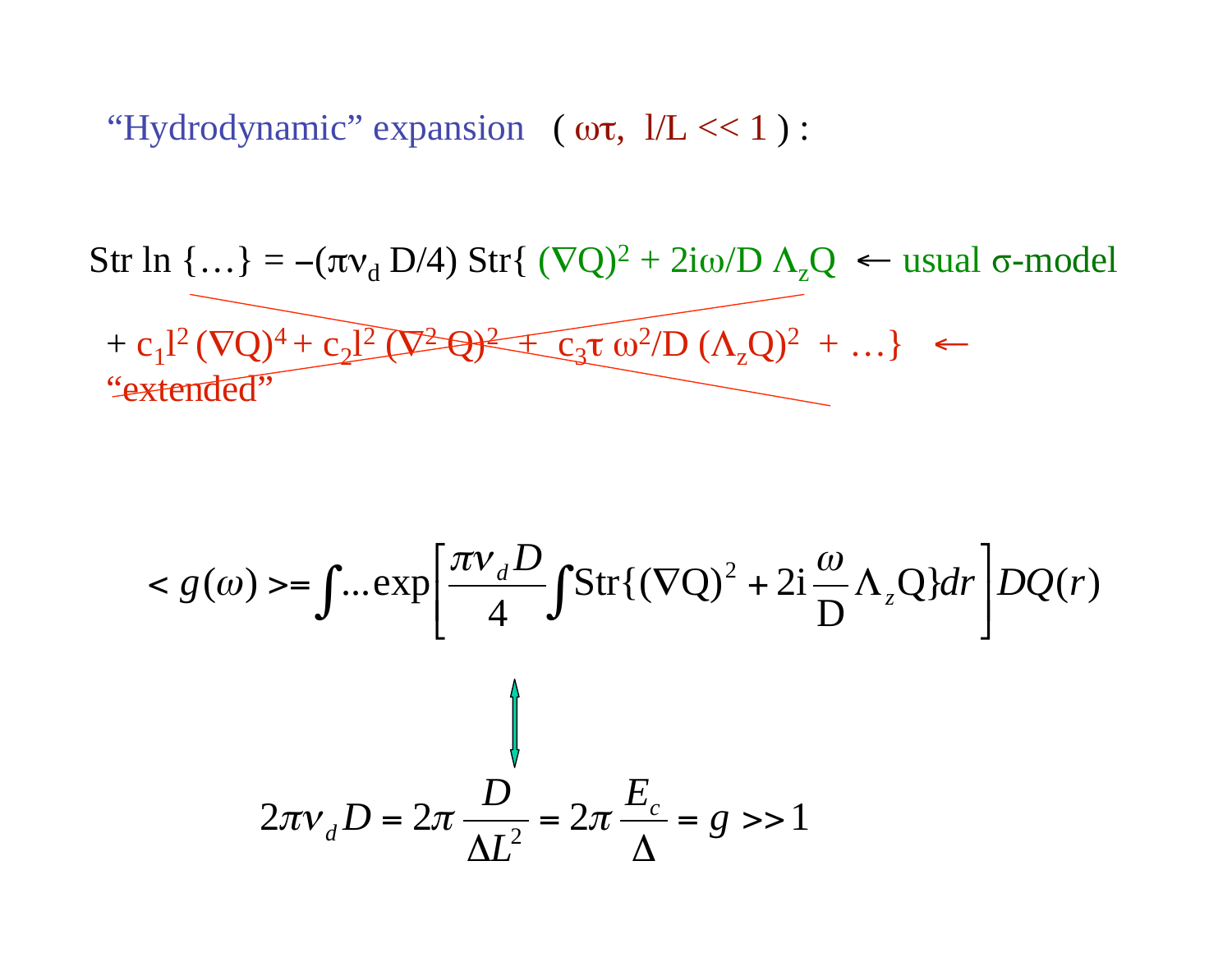"Hydrodynamic" expansion ( $\omega\tau$, $l/L \ll 1$ ) :

$$\mathrm{Str}\ln\{\ldots\} = -(\pi\nu_d D/4)\,\mathrm{Str}\{ (\nabla Q)^2 + 2i\omega/D\, \Lambda_z Q \quad \leftarrow \text{usual } \sigma\text{-model}$$

$$+\, c_1 l^2 (\nabla Q)^4 + c_2 l^2 (\nabla^2 Q)^2 + c_3 \tau\, \omega^2/D\, (\Lambda_z Q)^2 + \ldots\} \quad \leftarrow$$

"extended"

$$< g(\omega) >= \int \ldots \exp\left[\frac{\pi\nu_d D}{4}\int \mathrm{Str}\{(\nabla \mathrm{Q})^2 + 2\mathrm{i}\frac{\omega}{\mathrm{D}}\Lambda_z \mathrm{Q}\} dr\right] DQ(r)$$

$$\updownarrow$$

$$2\pi\nu_d D = 2\pi\frac{D}{\Delta L^2} = 2\pi\frac{E_c}{\Delta} = g \gg 1$$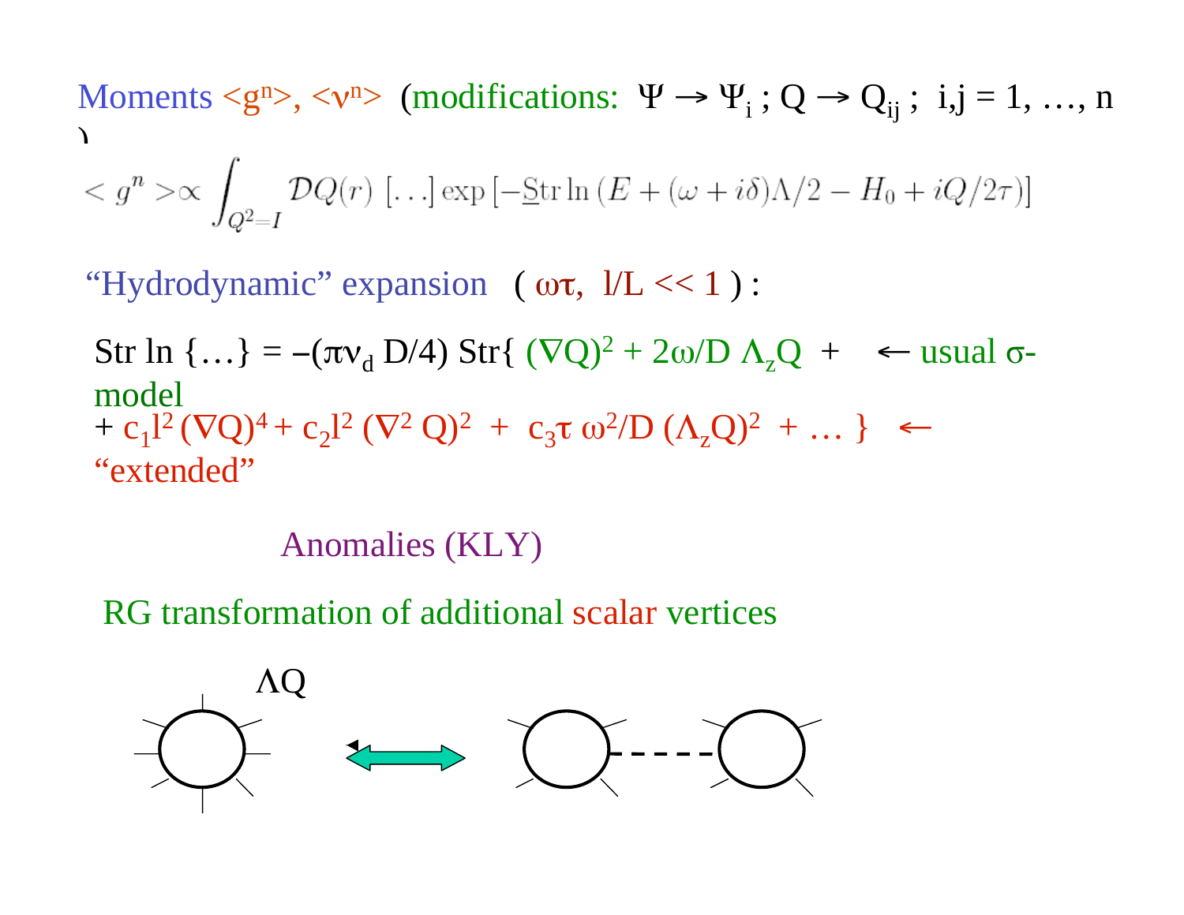Moments $<g^n>$, $<\nu^n>$ (modifications: $\Psi \to \Psi_i$ ; $Q \to Q_{ij}$ ; $i,j = 1, \ldots, n$ )

$$< g^n > \propto \int_{Q^2=I} \mathcal{D}Q(r)\ [\ldots] \exp\left[-\underline{\mathrm{S}}\mathrm{tr} \ln \left(E + (\omega + i\delta)\Lambda/2 - H_0 + iQ/2\tau\right)\right]$$

"Hydrodynamic" expansion ( $\omega\tau$, $l/L << 1$ ) :

$\mathrm{Str} \ln \{\ldots\} = -(\pi\nu_d D/4)\, \mathrm{Str}\{ (\nabla Q)^2 + 2\omega/D\, \Lambda_z Q\ +$ ← usual σ-model

$+\ c_1 l^2 (\nabla Q)^4 + c_2 l^2 (\nabla^2 Q)^2\ +\ c_3 \tau\, \omega^2/D\, (\Lambda_z Q)^2\ + \ldots \}$ ← "extended"

Anomalies (KLY)

RG transformation of additional scalar vertices

$\Lambda Q$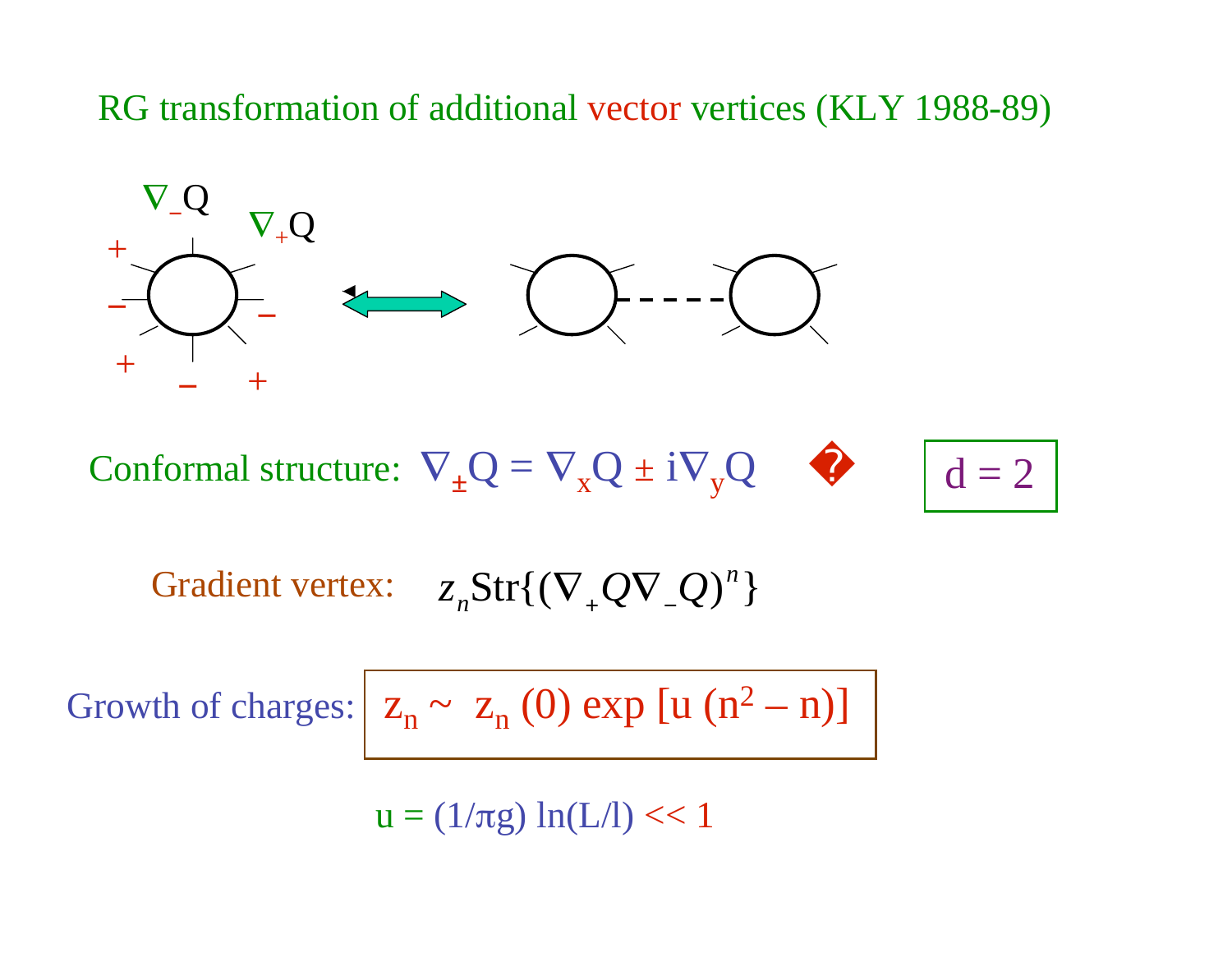# RG transformation of additional vector vertices (KLY 1988-89)

$\nabla_- Q$ $\nabla_+ Q$

Conformal structure: $\nabla_\pm Q = \nabla_x Q \pm i\nabla_y Q$ � d = 2

Gradient vertex: $z_n \mathrm{Str}\{(\nabla_+ Q \nabla_- Q)^n\}$

Growth of charges: $z_n \sim z_n(0) \exp[u(n^2 - n)]$

$u = (1/\pi g) \ln(L/l) << 1$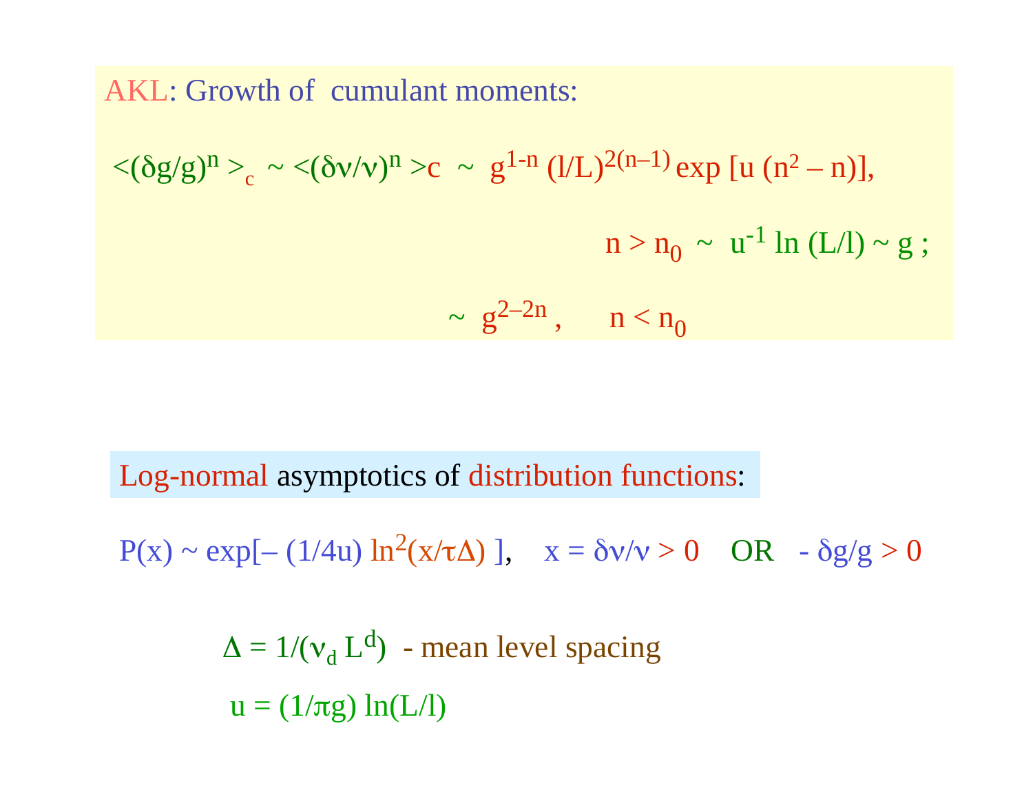AKL: Growth of cumulant moments:

$$\langle(\delta g/g)^n\rangle_c \sim \langle(\delta\nu/\nu)^n\rangle_c \sim g^{1-n}\,(l/L)^{2(n-1)} \exp\left[u\,(n^2 - n)\right],$$

$$n > n_0 \sim u^{-1} \ln(L/l) \sim g\,;$$

$$\sim g^{2-2n}, \qquad n < n_0$$

Log-normal asymptotics of distribution functions:

$P(x) \sim \exp[-\,(1/4u)\,\ln^2(x/\tau\Delta)\,]$, $\quad x = \delta\nu/\nu > 0$ OR $-\,\delta g/g > 0$

$\Delta = 1/(\nu_d\, L^d)$ - mean level spacing

$u = (1/\pi g)\,\ln(L/l)$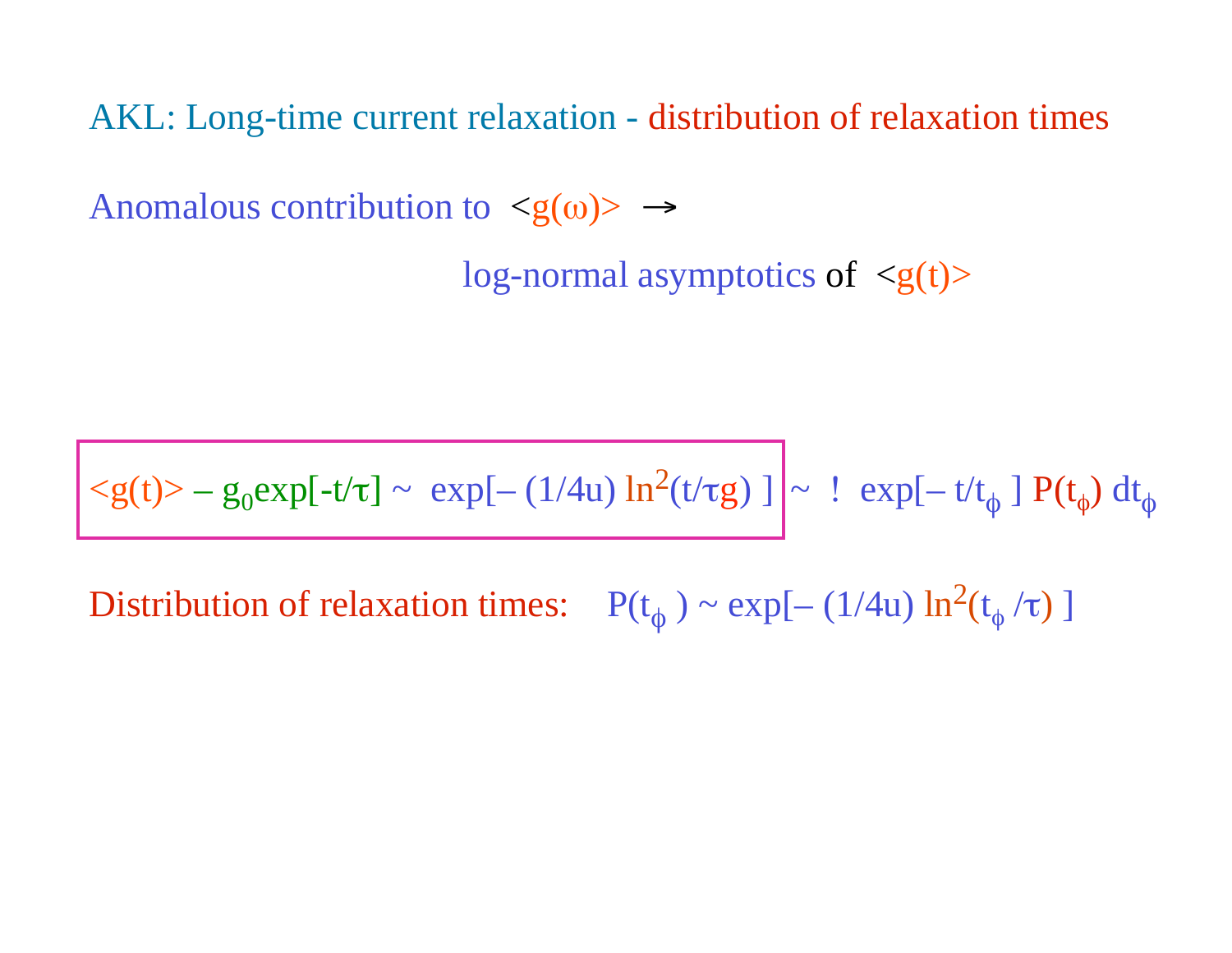AKL: Long-time current relaxation - distribution of relaxation times

Anomalous contribution to $\langle g(\omega)\rangle$ $\rightarrow$

log-normal asymptotics of $\langle g(t)\rangle$

$$\langle g(t)\rangle - g_0 \exp[-t/\tau] \sim \exp[-(1/4u) \ln^2(t/\tau g)] \sim ! \exp[-t/t_\phi] P(t_\phi) dt_\phi$$

Distribution of relaxation times: $P(t_\phi) \sim \exp[-(1/4u) \ln^2(t_\phi/\tau)]$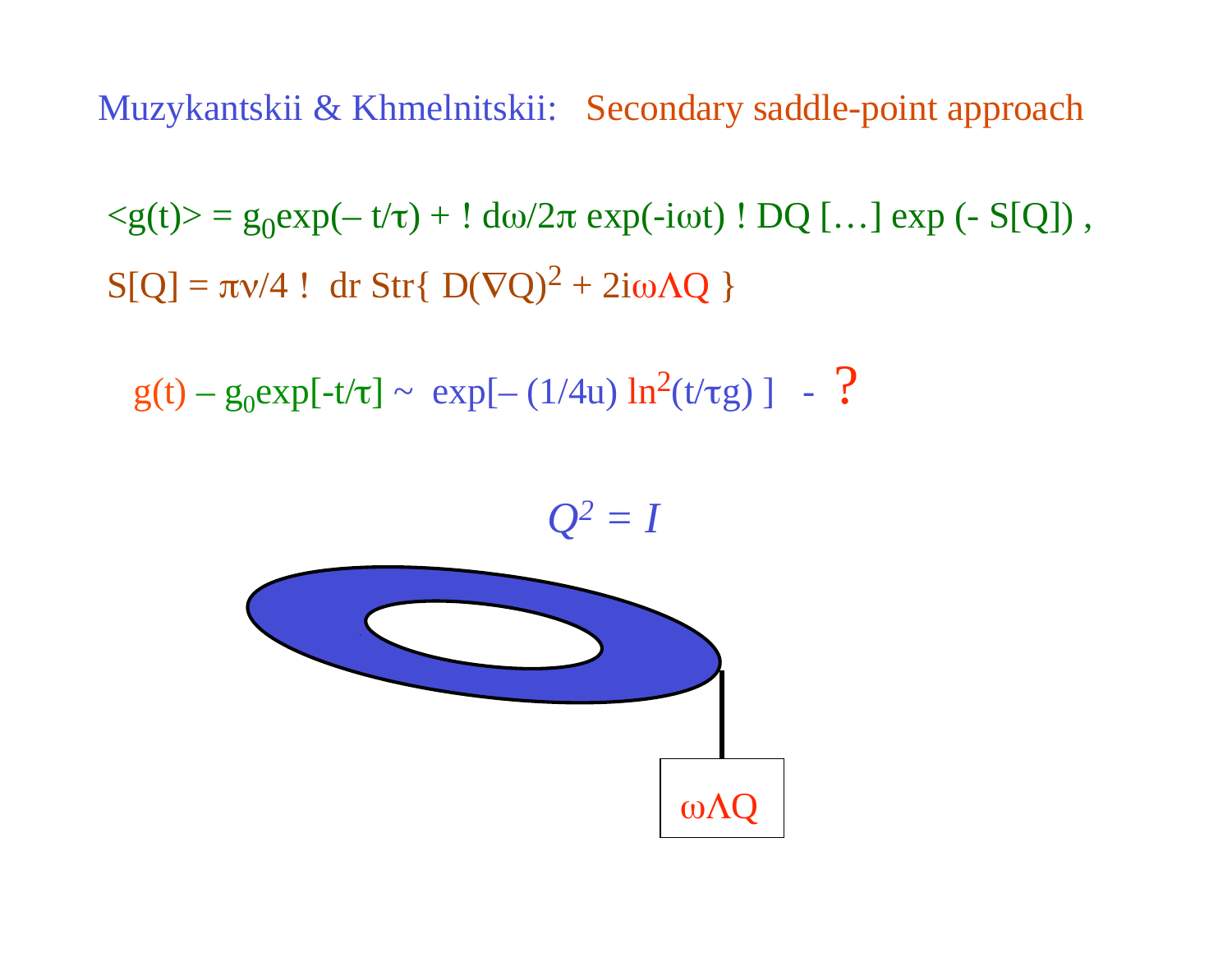## Muzykantskii & Khmelnitskii: Secondary saddle-point approach

$$\langle g(t)\rangle = g_0\exp(-t/\tau) + \int d\omega/2\pi \exp(-i\omega t) \int DQ\, [\ldots] \exp(-S[Q]),$$

$$S[Q] = \pi\nu/4 \int dr\, \mathrm{Str}\{ D(\nabla Q)^2 + 2i\omega\Lambda Q \}$$

$$g(t) - g_0\exp[-t/\tau] \sim \exp[-(1/4u) \ln^2(t/\tau g)] \quad - \; ?$$

$Q^2 = I$

$\omega\Lambda Q$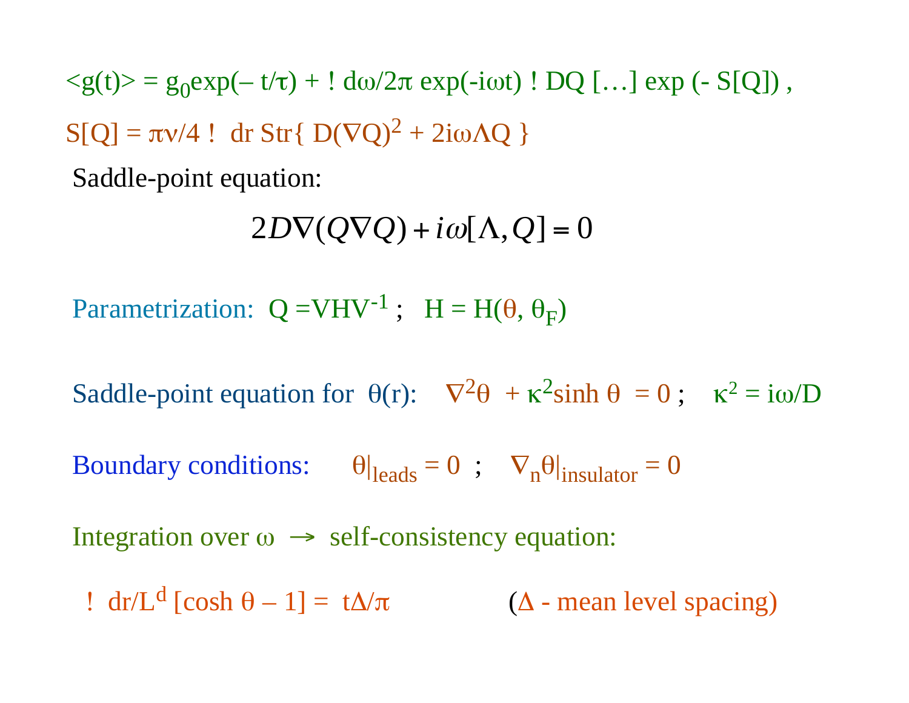$\langle g(t) \rangle = g_0 \exp(-t/\tau) + \int d\omega/2\pi \, \exp(-i\omega t) \int DQ \, [\ldots] \, \exp(-S[Q])$ ,

$S[Q] = \pi\nu/4 \int dr \, \mathrm{Str}\{ D(\nabla Q)^2 + 2i\omega\Lambda Q \}$

Saddle-point equation:

$$2D\nabla(Q\nabla Q) + i\omega[\Lambda, Q] = 0$$

Parametrization: $Q = VHV^{-1}$ ; $H = H(\theta, \theta_F)$

Saddle-point equation for $\theta(r)$: $\nabla^2\theta + \kappa^2 \sinh\theta = 0$ ; $\kappa^2 = i\omega/D$

Boundary conditions: $\theta|_{\text{leads}} = 0$ ; $\nabla_n\theta|_{\text{insulator}} = 0$

Integration over $\omega \rightarrow$ self-consistency equation:

$\int dr/L^d \, [\cosh\theta - 1] = t\Delta/\pi$ ($\Delta$ - mean level spacing)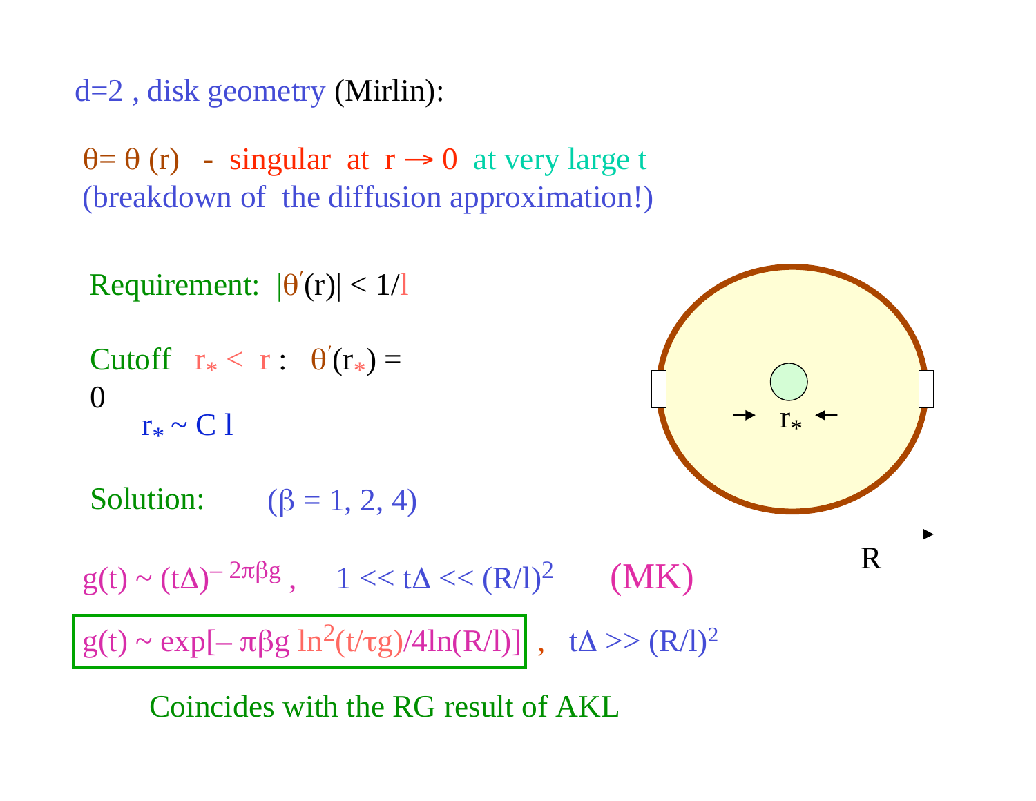## d=2 , disk geometry (Mirlin):

$\theta = \theta(r)$ - singular at $r \to 0$ at very large t
(breakdown of the diffusion approximation!)

Requirement: $|\theta'(r)| < 1/l$

Cutoff $r_* < r$ : $\theta'(r_*) = 0$

$r_* \sim C\, l$

Solution: ($\beta$ = 1, 2, 4)

$g(t) \sim (t\Delta)^{-2\pi\beta g}$ , $1 \ll t\Delta \ll (R/l)^2$ (MK)

$g(t) \sim \exp[-\pi\beta g \ln^2(t/\tau g)/4\ln(R/l)]$ , $t\Delta \gg (R/l)^2$

Coincides with the RG result of AKL

$r_*$

R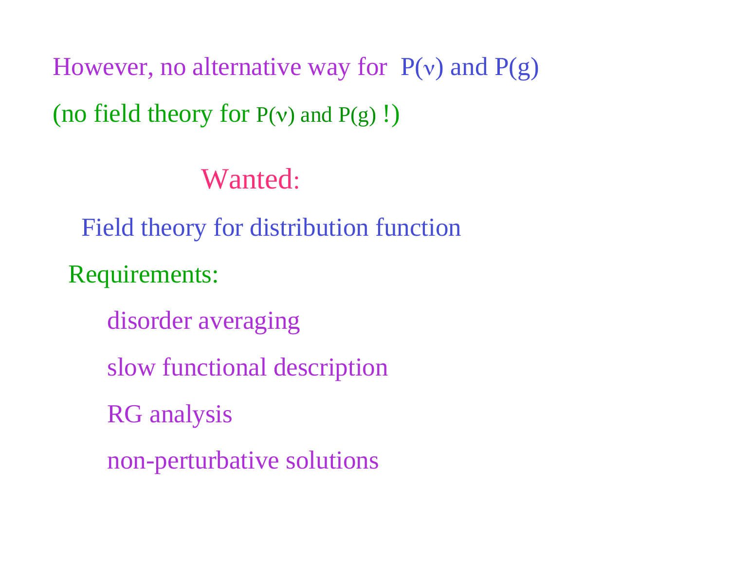However, no alternative way for $P(\nu)$ and $P(g)$

(no field theory for $P(\nu)$ and $P(g)$ !)

## Wanted:

Field theory for distribution function

Requirements:

- disorder averaging
- slow functional description
- RG analysis
- non-perturbative solutions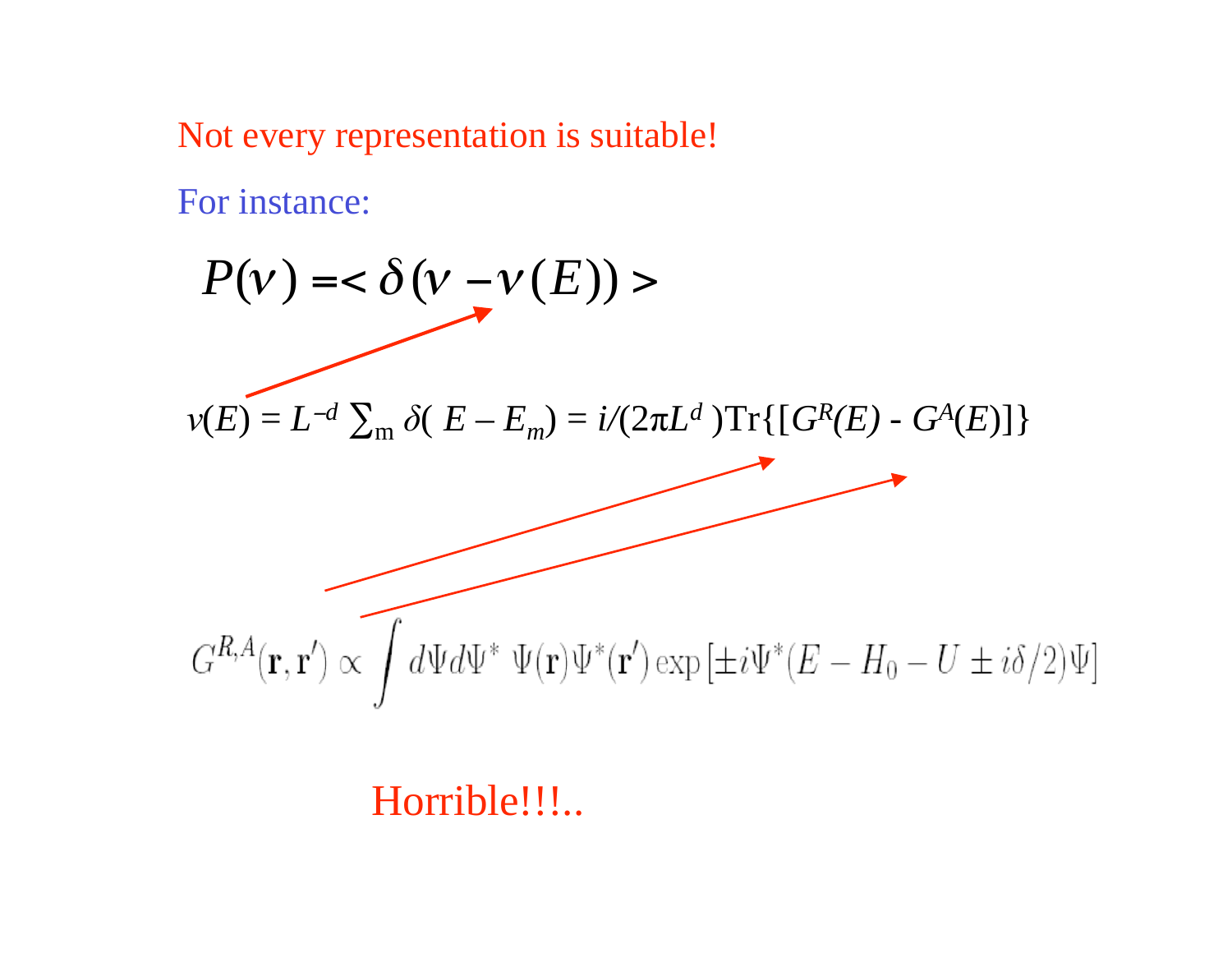Not every representation is suitable!

For instance:

$$P(\nu) = < \delta(\nu - \nu(E)) >$$

$$\nu(E) = L^{-d} \sum_m \delta(E - E_m) = i/(2\pi L^d)\mathrm{Tr}\{[G^R(E) - G^A(E)]\}$$

$$G^{R,A}(\mathbf{r}, \mathbf{r}') \propto \int d\Psi d\Psi^* \ \Psi(\mathbf{r})\Psi^*(\mathbf{r}') \exp\left[\pm i\Psi^*(E - H_0 - U \pm i\delta/2)\Psi\right]$$

Horrible!!!..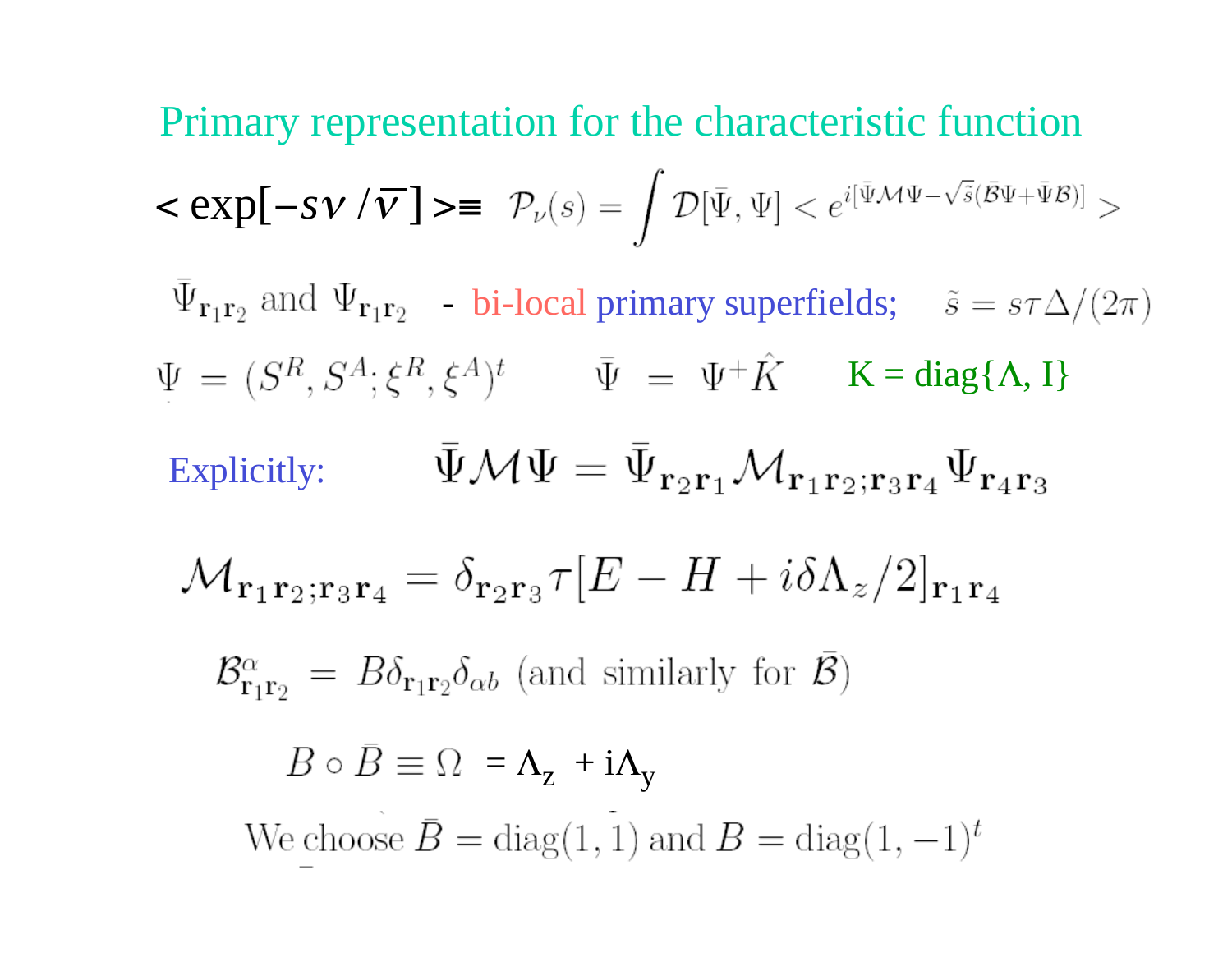# Primary representation for the characteristic function

$$< \exp[-s\nu/\bar{\nu}] > \equiv \mathcal{P}_\nu(s) = \int \mathcal{D}[\bar{\Psi}, \Psi] < e^{i[\bar{\Psi}\mathcal{M}\Psi - \sqrt{\tilde{s}}(\bar{\mathcal{B}}\Psi + \bar{\Psi}\mathcal{B})]} >$$

$\bar{\Psi}_{\mathbf{r}_1\mathbf{r}_2}$ and $\Psi_{\mathbf{r}_1\mathbf{r}_2}$ - bi-local primary superfields; $\quad \tilde{s} = s\tau\Delta/(2\pi)$

$\Psi = (S^R, S^A; \xi^R, \xi^A)^t \qquad \bar{\Psi} = \Psi^+ \hat{K} \qquad$ K = diag{Λ, I}

Explicitly:

$$\bar{\Psi}\mathcal{M}\Psi = \bar{\Psi}_{\mathbf{r}_2\mathbf{r}_1}\mathcal{M}_{\mathbf{r}_1\mathbf{r}_2;\mathbf{r}_3\mathbf{r}_4}\Psi_{\mathbf{r}_4\mathbf{r}_3}$$

$$\mathcal{M}_{\mathbf{r}_1\mathbf{r}_2;\mathbf{r}_3\mathbf{r}_4} = \delta_{\mathbf{r}_2\mathbf{r}_3}\tau[E - H + i\delta\Lambda_z/2]_{\mathbf{r}_1\mathbf{r}_4}$$

$$\mathcal{B}^{\alpha}_{\mathbf{r}_1\mathbf{r}_2} = B\delta_{\mathbf{r}_1\mathbf{r}_2}\delta_{\alpha b} \text{ (and similarly for } \bar{\mathcal{B}})$$

$$B \circ \bar{B} \equiv \Omega = \Lambda_z + i\Lambda_y$$

We choose $\bar{B} = \text{diag}(1, 1)$ and $B = \text{diag}(1, -1)^t$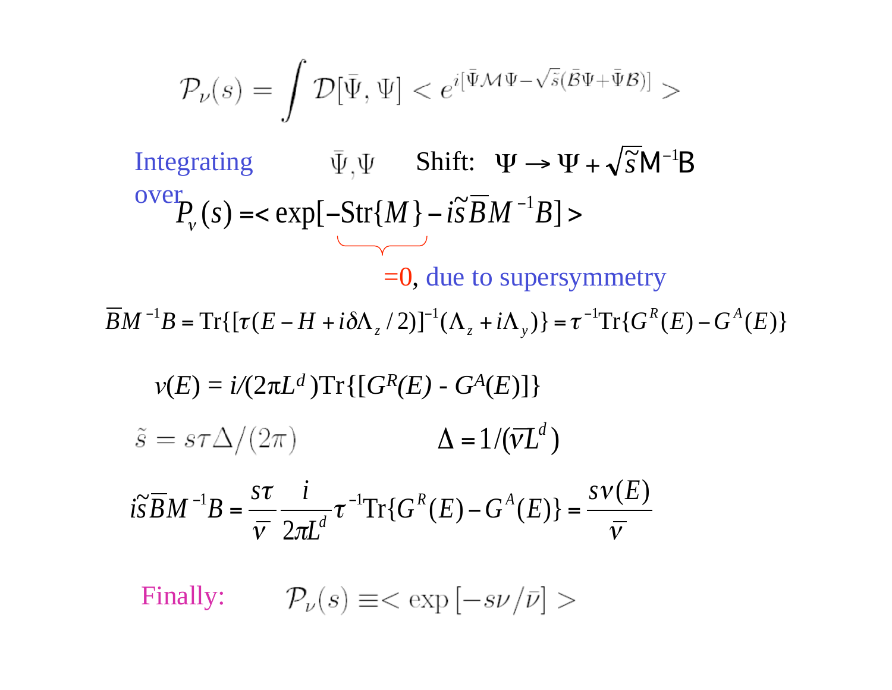$$\mathcal{P}_\nu(s) = \int \mathcal{D}[\bar{\Psi}, \Psi] < e^{i[\bar{\Psi}\mathcal{M}\Psi - \sqrt{\tilde{s}}(\bar{\mathcal{B}}\Psi + \bar{\Psi}\mathcal{B})]} >$$

Integrating over $\bar{\Psi}, \Psi$ Shift: $\Psi \rightarrow \Psi + \sqrt{\tilde{s}} M^{-1} B$

$$P_\nu(s) = < \exp[\underbrace{-\mathrm{Str}\{M\}}_{} - i\tilde{s}\bar{B}M^{-1}B] >$$

=0, due to supersymmetry

$$\bar{B}M^{-1}B = \mathrm{Tr}\{[\tau(E - H + i\delta\Lambda_z/2)]^{-1}(\Lambda_z + i\Lambda_y)\} = \tau^{-1}\mathrm{Tr}\{G^R(E) - G^A(E)\}$$

$$\nu(E) = i/(2\pi L^d)\mathrm{Tr}\{[G^R(E) - G^A(E)]\}$$

$$\tilde{s} = s\tau\Delta/(2\pi) \qquad \Delta = 1/(\bar{\nu}L^d)$$

$$i\tilde{s}\bar{B}M^{-1}B = \frac{s\tau}{\bar{\nu}}\frac{i}{2\pi L^d}\tau^{-1}\mathrm{Tr}\{G^R(E) - G^A(E)\} = \frac{s\nu(E)}{\bar{\nu}}$$

Finally: $\mathcal{P}_\nu(s) \equiv < \exp[-s\nu/\bar{\nu}] >$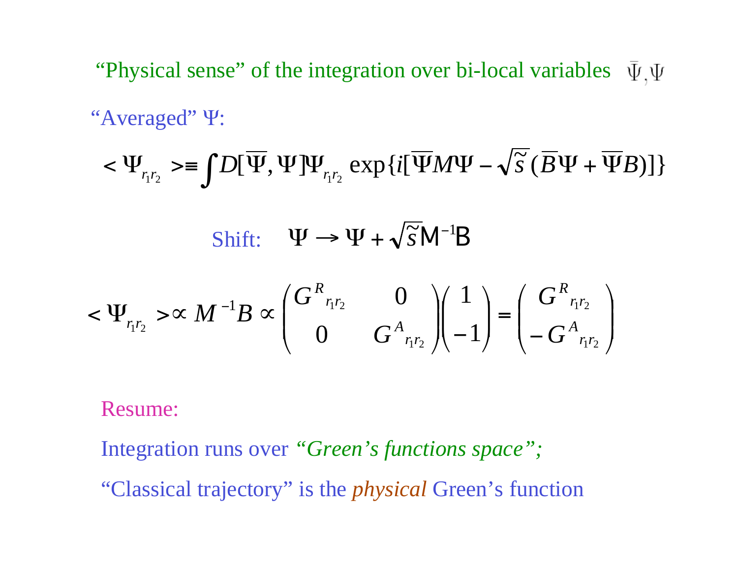## "Physical sense" of the integration over bi-local variables $\bar{\Psi}, \Psi$

"Averaged" $\Psi$:

$$< \Psi_{r_1 r_2} > \equiv \int D[\overline{\Psi}, \Psi] \Psi_{r_1 r_2} \exp\{ i[\overline{\Psi} M \Psi - \sqrt{\tilde{s}}\,(\overline{B}\Psi + \overline{\Psi} B)] \}$$

Shift: $\Psi \to \Psi + \sqrt{\tilde{s}} M^{-1} B$

$$< \Psi_{r_1 r_2} > \propto M^{-1} B \propto \begin{pmatrix} G^R{}_{r_1 r_2} & 0 \\ 0 & G^A{}_{r_1 r_2} \end{pmatrix} \begin{pmatrix} 1 \\ -1 \end{pmatrix} = \begin{pmatrix} G^R{}_{r_1 r_2} \\ -G^A{}_{r_1 r_2} \end{pmatrix}$$

Resume:

Integration runs over *"Green's functions space";*

"Classical trajectory" is the *physical* Green's function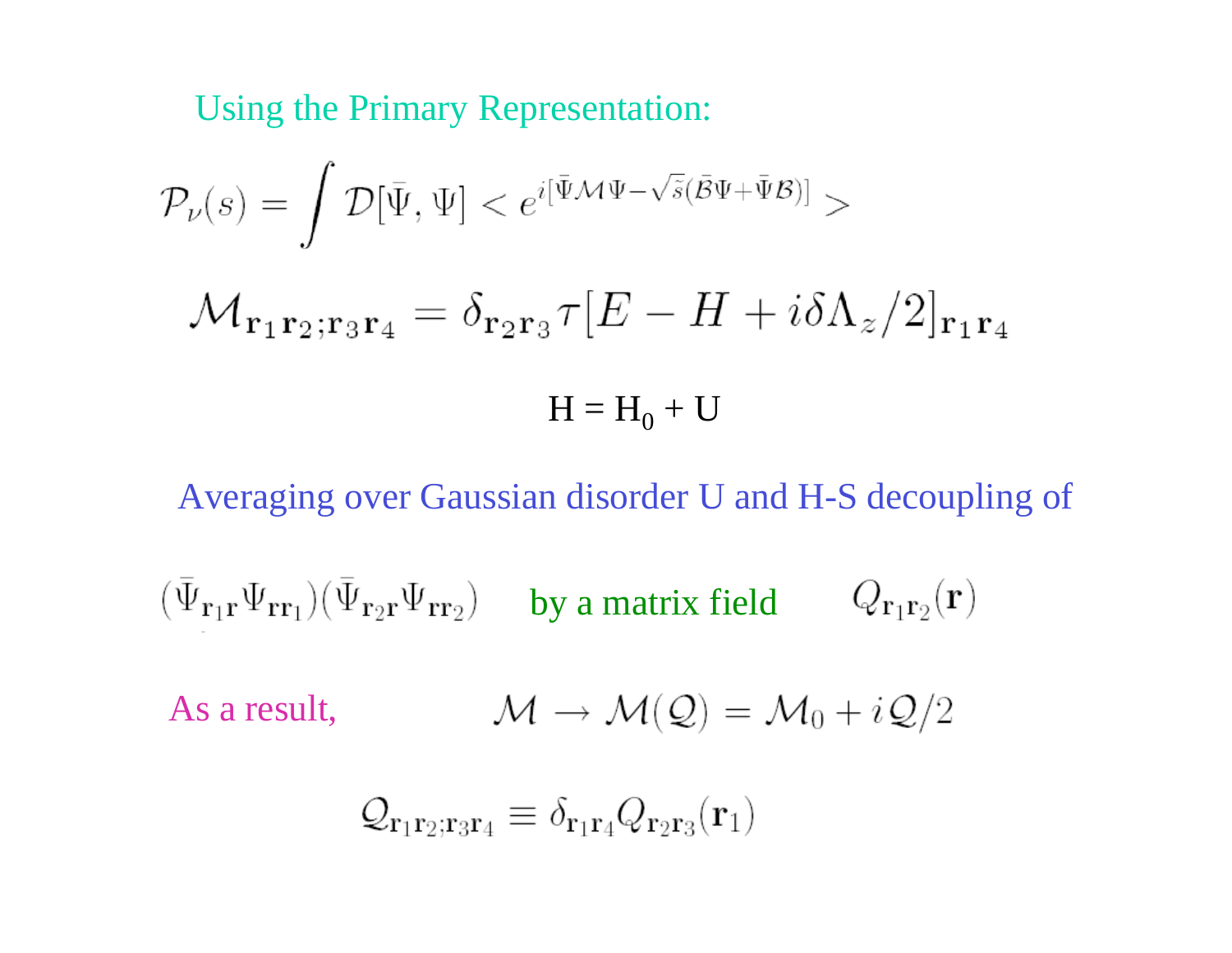Using the Primary Representation:

$$\mathcal{P}_\nu(s) = \int \mathcal{D}[\bar{\Psi}, \Psi] < e^{i[\bar{\Psi}\mathcal{M}\Psi - \sqrt{s}(\bar{\mathcal{B}}\Psi + \bar{\Psi}\mathcal{B})]} >$$

$$\mathcal{M}_{\mathbf{r}_1\mathbf{r}_2;\mathbf{r}_3\mathbf{r}_4} = \delta_{\mathbf{r}_2\mathbf{r}_3}\tau[E - H + i\delta\Lambda_z/2]_{\mathbf{r}_1\mathbf{r}_4}$$

$$H = H_0 + U$$

Averaging over Gaussian disorder U and H-S decoupling of

$(\bar{\Psi}_{\mathbf{r}_1\mathbf{r}}\Psi_{\mathbf{r}\mathbf{r}_1})(\bar{\Psi}_{\mathbf{r}_2\mathbf{r}}\Psi_{\mathbf{r}\mathbf{r}_2})$ by a matrix field $Q_{\mathbf{r}_1\mathbf{r}_2}(\mathbf{r})$

As a result, $\mathcal{M} \to \mathcal{M}(\mathcal{Q}) = \mathcal{M}_0 + i\mathcal{Q}/2$

$$\mathcal{Q}_{\mathbf{r}_1\mathbf{r}_2;\mathbf{r}_3\mathbf{r}_4} \equiv \delta_{\mathbf{r}_1\mathbf{r}_4}Q_{\mathbf{r}_2\mathbf{r}_3}(\mathbf{r}_1)$$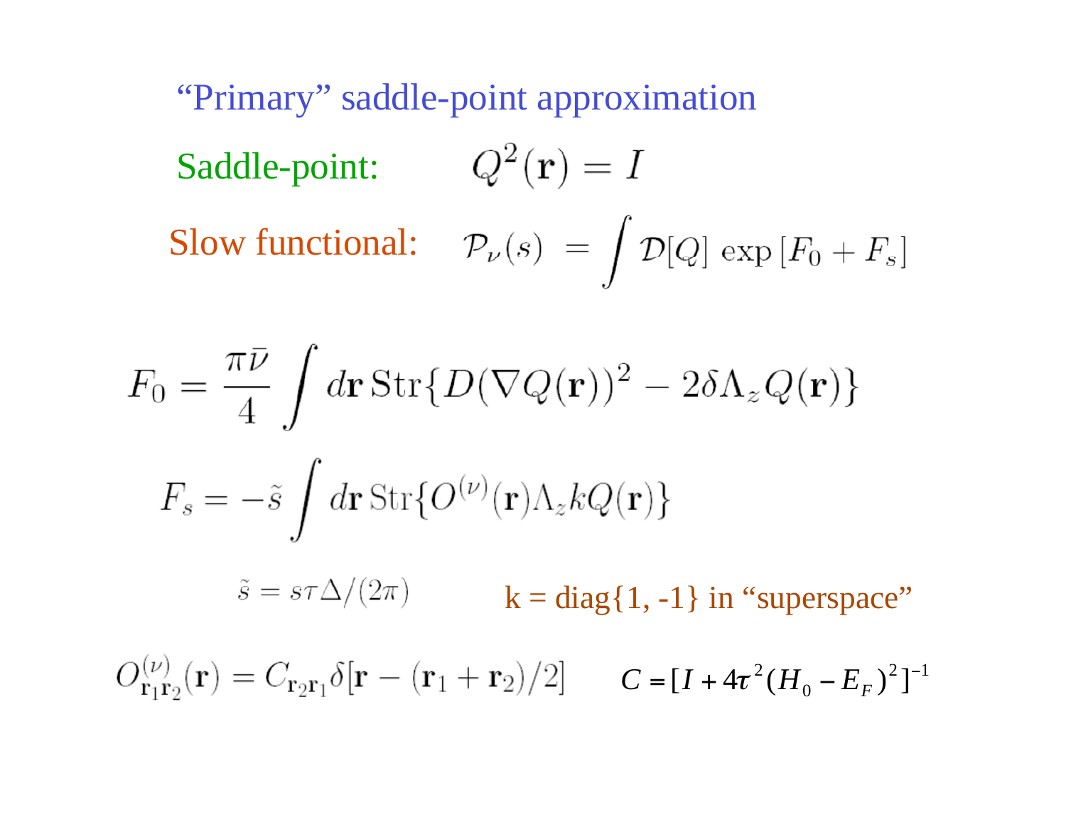## "Primary" saddle-point approximation

Saddle-point: $Q^2(\mathbf{r}) = I$

Slow functional: $\mathcal{P}_\nu(s) \ = \int \mathcal{D}[Q] \, \exp\left[F_0 + F_s\right]$

$$F_0 = \frac{\pi\bar{\nu}}{4} \int d\mathbf{r} \, \mathrm{Str}\{D(\nabla Q(\mathbf{r}))^2 - 2\delta\Lambda_z Q(\mathbf{r})\}$$

$$F_s = -\tilde{s} \int d\mathbf{r} \, \mathrm{Str}\{O^{(\nu)}(\mathbf{r})\Lambda_z k Q(\mathbf{r})\}$$

$\tilde{s} = s\tau\Delta/(2\pi)$ k = diag{1, -1} in "superspace"

$O^{(\nu)}_{\mathbf{r}_1\mathbf{r}_2}(\mathbf{r}) = C_{\mathbf{r}_2\mathbf{r}_1}\delta[\mathbf{r} - (\mathbf{r}_1 + \mathbf{r}_2)/2]$ $C = [I + 4\tau^2(H_0 - E_F)^2]^{-1}$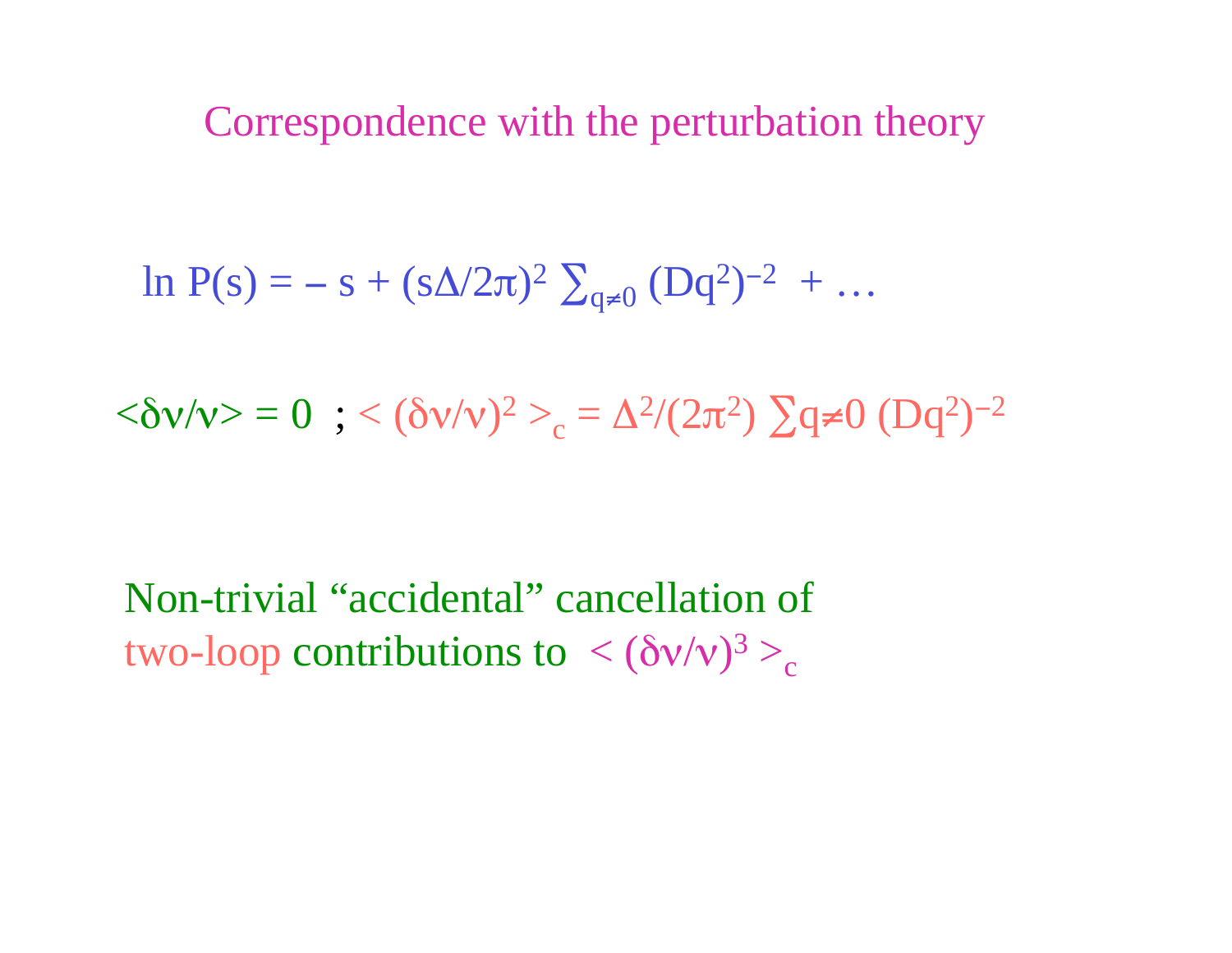# Correspondence with the perturbation theory

$$\ln P(s) = -s + (s\Delta/2\pi)^2 \sum_{q\neq 0} (Dq^2)^{-2} + \ldots$$

$$\langle \delta\nu/\nu \rangle = 0 \; ; \; \langle (\delta\nu/\nu)^2 \rangle_c = \Delta^2/(2\pi^2) \sum_{q\neq 0} (Dq^2)^{-2}$$

Non-trivial "accidental" cancellation of two-loop contributions to $\langle (\delta\nu/\nu)^3 \rangle_c$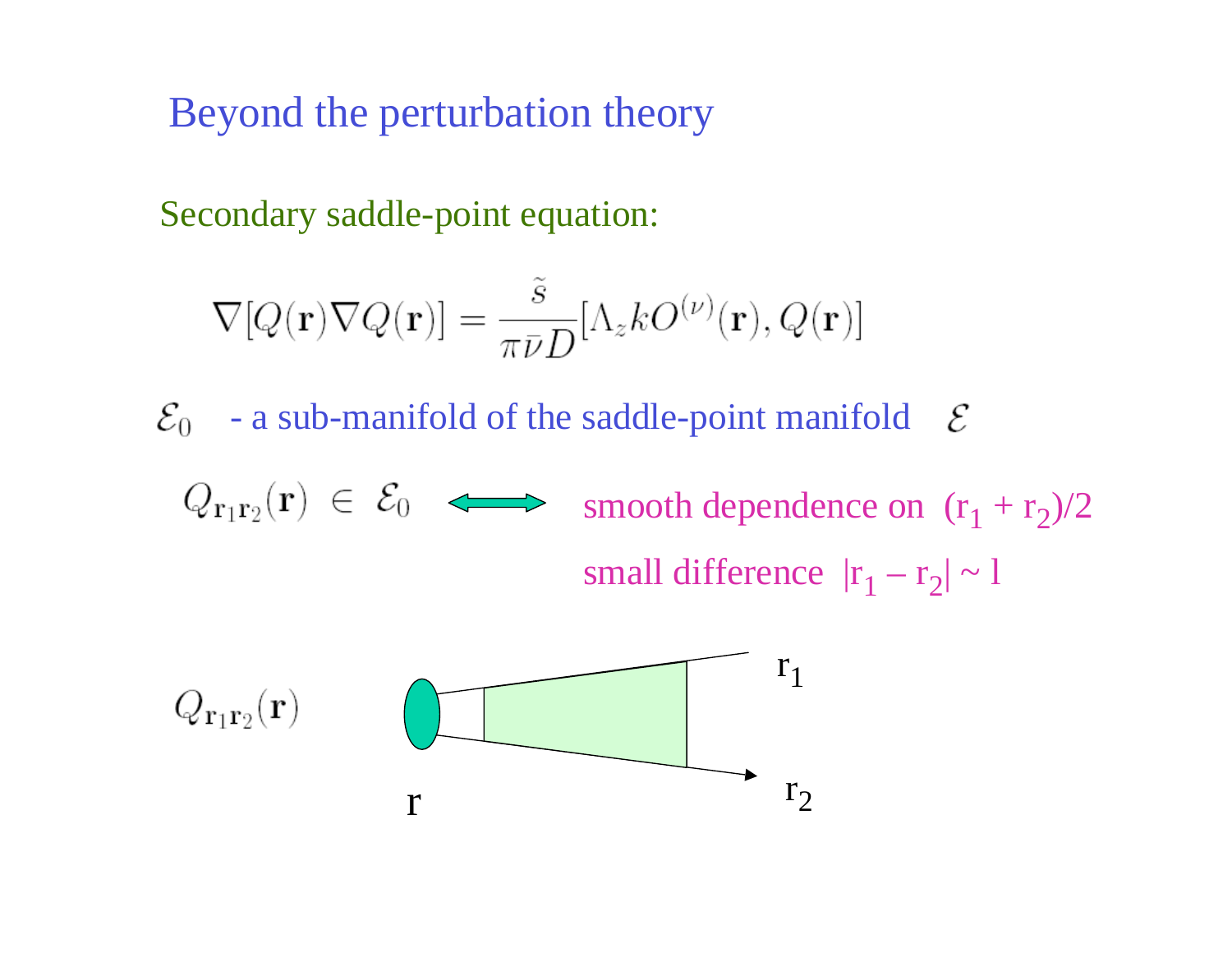# Beyond the perturbation theory

Secondary saddle-point equation:

$$\nabla[Q(\mathbf{r})\nabla Q(\mathbf{r})] = \frac{\tilde{s}}{\pi\bar{\nu}D}[\Lambda_z k O^{(\nu)}(\mathbf{r}), Q(\mathbf{r})]$$

$\mathcal{E}_0$ - a sub-manifold of the saddle-point manifold $\mathcal{E}$

$Q_{\mathbf{r}_1\mathbf{r}_2}(\mathbf{r}) \in \mathcal{E}_0$ ⟺ smooth dependence on $(r_1 + r_2)/2$

small difference $|r_1 - r_2| \sim l$

$Q_{\mathbf{r}_1\mathbf{r}_2}(\mathbf{r})$

r $\quad r_1 \quad r_2$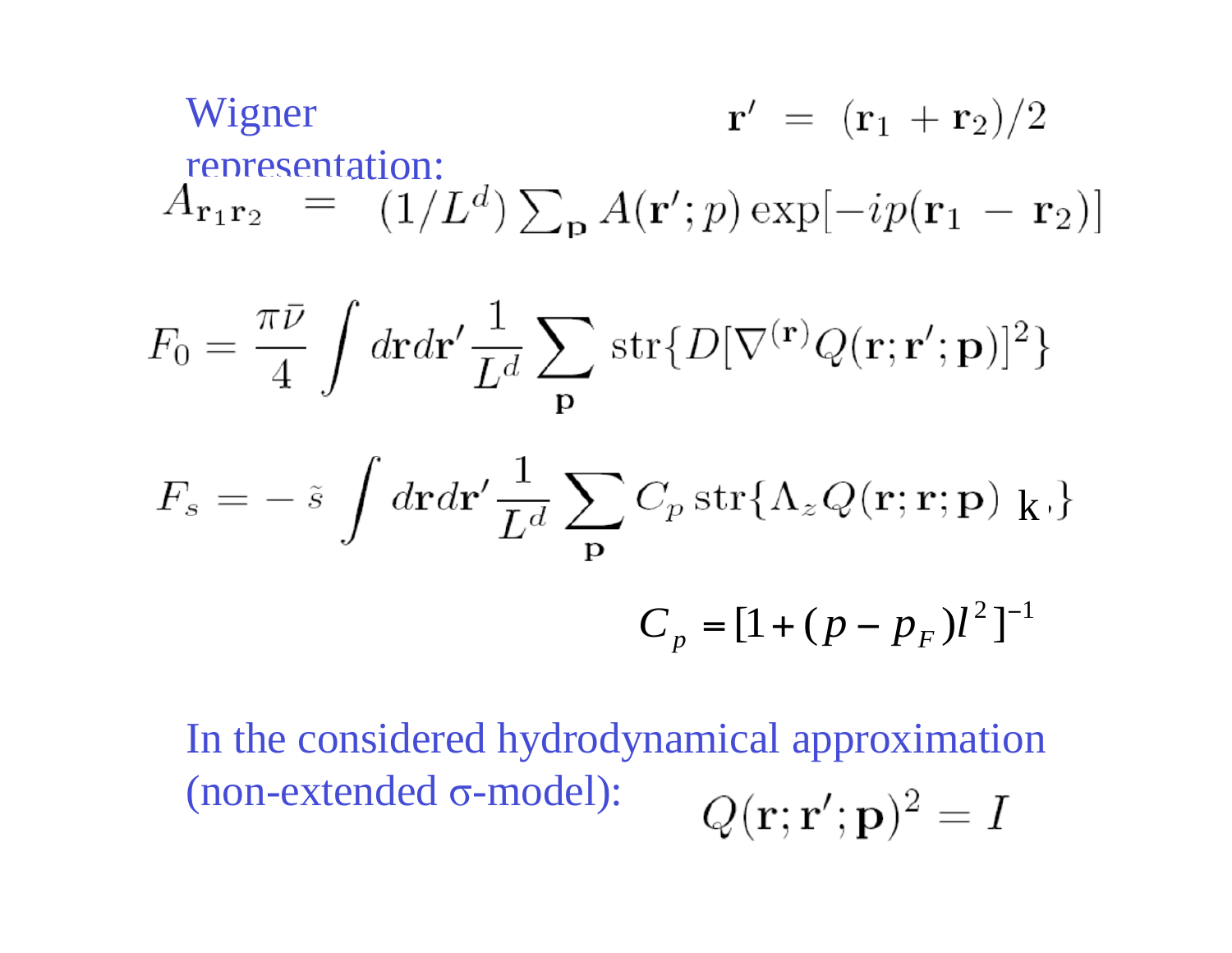Wigner representation:

$$\mathbf{r}' = (\mathbf{r}_1 + \mathbf{r}_2)/2$$

$$A_{\mathbf{r}_1 \mathbf{r}_2} = (1/L^d) \sum_{\mathbf{p}} A(\mathbf{r}'; p) \exp[-ip(\mathbf{r}_1 - \mathbf{r}_2)]$$

$$F_0 = \frac{\pi \bar{\nu}}{4} \int d\mathbf{r} d\mathbf{r}' \frac{1}{L^d} \sum_{\mathbf{p}} \mathrm{str}\{D[\nabla^{(\mathbf{r})} Q(\mathbf{r}; \mathbf{r}'; \mathbf{p})]^2\}$$

$$F_s = -\tilde{s} \int d\mathbf{r} d\mathbf{r}' \frac{1}{L^d} \sum_{\mathbf{p}} C_p \, \mathrm{str}\{\Lambda_z Q(\mathbf{r}; \mathbf{r}; \mathbf{p}) \; k\}$$

$$C_p = [1 + (p - p_F) l^2]^{-1}$$

In the considered hydrodynamical approximation (non-extended σ-model):

$$Q(\mathbf{r}; \mathbf{r}'; \mathbf{p})^2 = I$$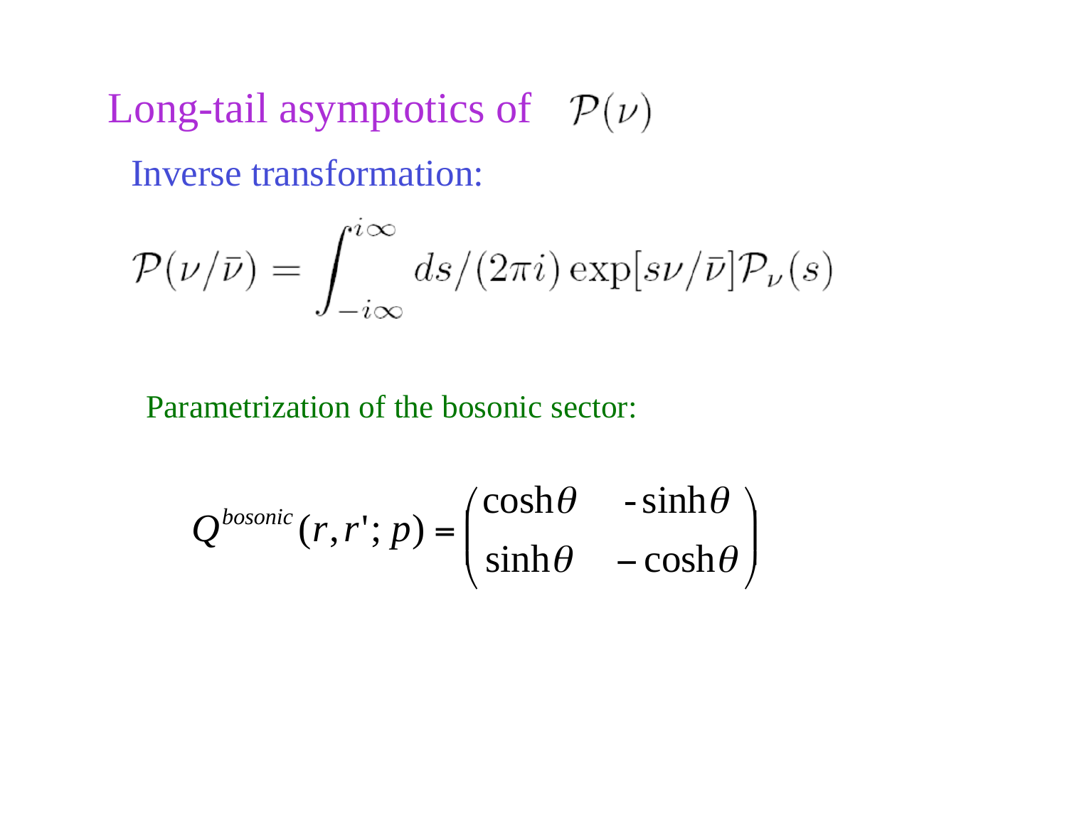# Long-tail asymptotics of $\mathcal{P}(\nu)$

Inverse transformation:

$$\mathcal{P}(\nu/\bar{\nu}) = \int_{-i\infty}^{i\infty} ds/(2\pi i) \exp[s\nu/\bar{\nu}]\mathcal{P}_{\nu}(s)$$

Parametrization of the bosonic sector:

$$Q^{bosonic}(r,r';p) = \begin{pmatrix} \cosh\theta & -\sinh\theta \\ \sinh\theta & -\cosh\theta \end{pmatrix}$$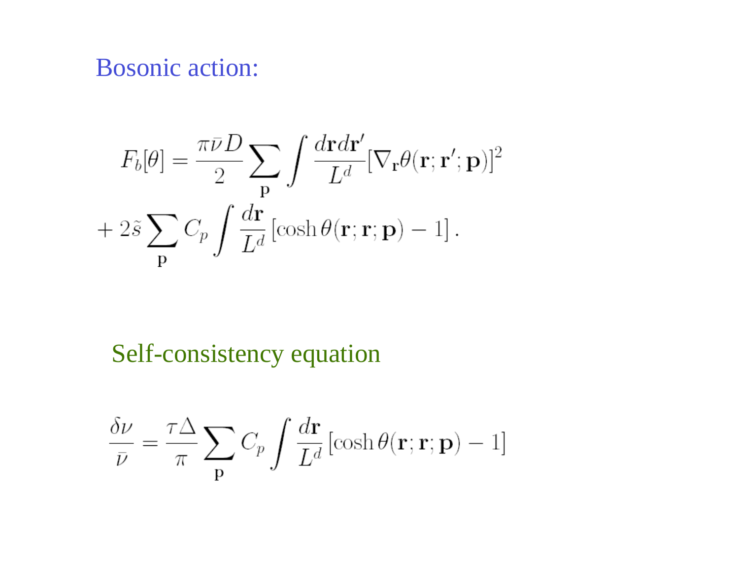Bosonic action:

$$F_b[\theta] = \frac{\pi \bar{\nu} D}{2} \sum_{\mathbf{p}} \int \frac{d\mathbf{r} d\mathbf{r}'}{L^d} [\nabla_{\mathbf{r}} \theta(\mathbf{r}; \mathbf{r}'; \mathbf{p})]^2$$

$$+ 2\tilde{s} \sum_{\mathbf{p}} C_p \int \frac{d\mathbf{r}}{L^d} \left[\cosh \theta(\mathbf{r}; \mathbf{r}; \mathbf{p}) - 1\right].$$

Self-consistency equation

$$\frac{\delta \nu}{\bar{\nu}} = \frac{\tau \Delta}{\pi} \sum_{\mathbf{p}} C_p \int \frac{d\mathbf{r}}{L^d} \left[\cosh \theta(\mathbf{r}; \mathbf{r}; \mathbf{p}) - 1\right]$$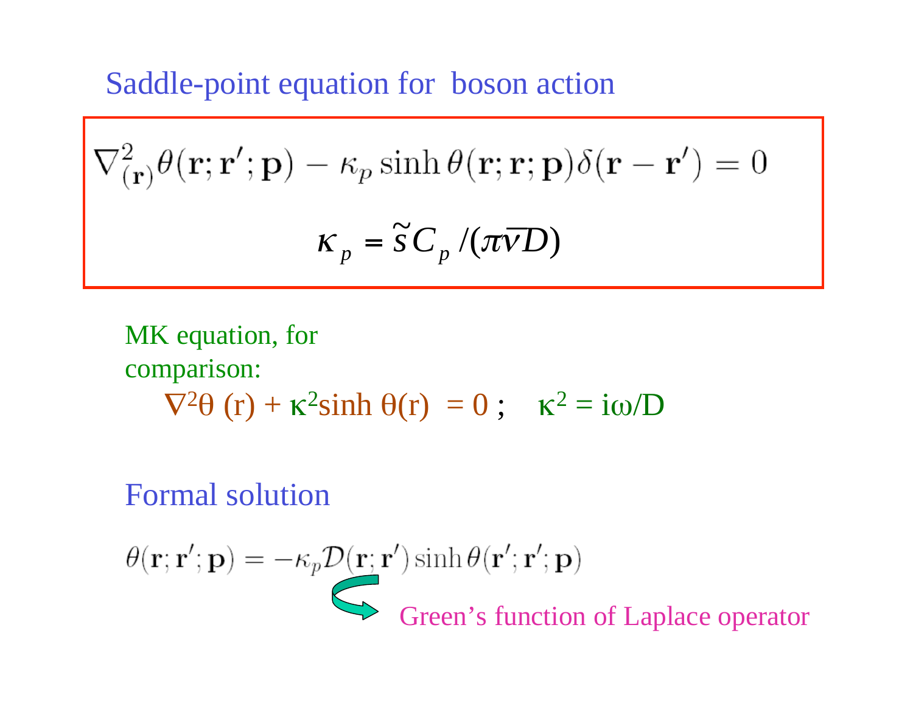## Saddle-point equation for boson action

$$\nabla^2_{(\mathbf{r})}\theta(\mathbf{r};\mathbf{r}';\mathbf{p}) - \kappa_p \sinh\theta(\mathbf{r};\mathbf{r};\mathbf{p})\delta(\mathbf{r}-\mathbf{r}') = 0$$

$$\kappa_p = \tilde{s}C_p/(\pi\bar{\nu}D)$$

MK equation, for comparison:

$$\nabla^2\theta(r) + \kappa^2 \sinh\theta(r) = 0\,; \quad \kappa^2 = i\omega/D$$

## Formal solution

$$\theta(\mathbf{r};\mathbf{r}';\mathbf{p}) = -\kappa_p \mathcal{D}(\mathbf{r};\mathbf{r}')\sinh\theta(\mathbf{r}';\mathbf{r}';\mathbf{p})$$

Green's function of Laplace operator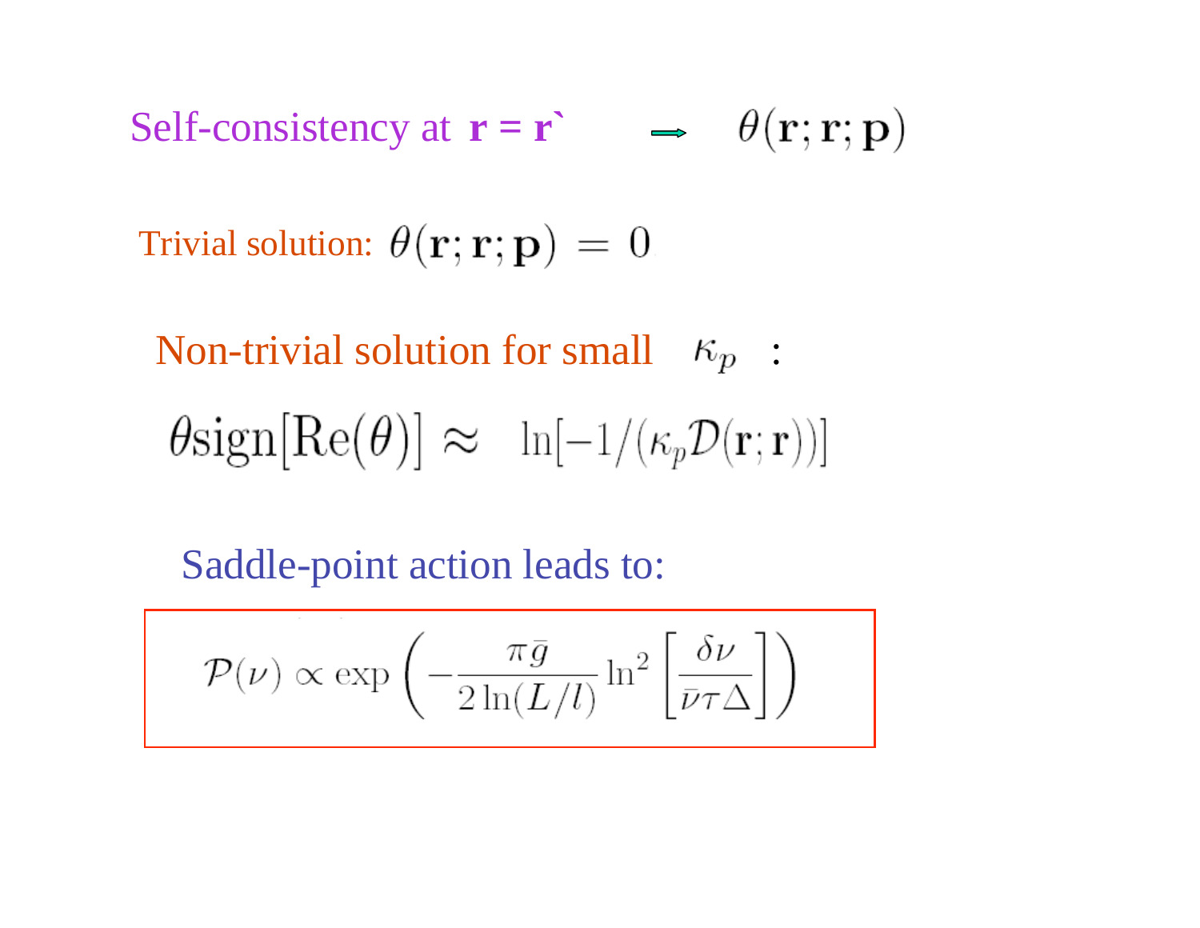Self-consistency at **r = r`** $\rightarrow$ $\theta(\mathbf{r};\mathbf{r};\mathbf{p})$

Trivial solution: $\theta(\mathbf{r};\mathbf{r};\mathbf{p}) = 0$

Non-trivial solution for small $\kappa_p$ :

$$\theta \mathrm{sign}[\mathrm{Re}(\theta)] \approx \ln[-1/(\kappa_p \mathcal{D}(\mathbf{r};\mathbf{r}))]$$

Saddle-point action leads to:

$$\mathcal{P}(\nu) \propto \exp\left(-\frac{\pi \bar{g}}{2\ln(L/l)} \ln^2\left[\frac{\delta\nu}{\bar{\nu}\tau\Delta}\right]\right)$$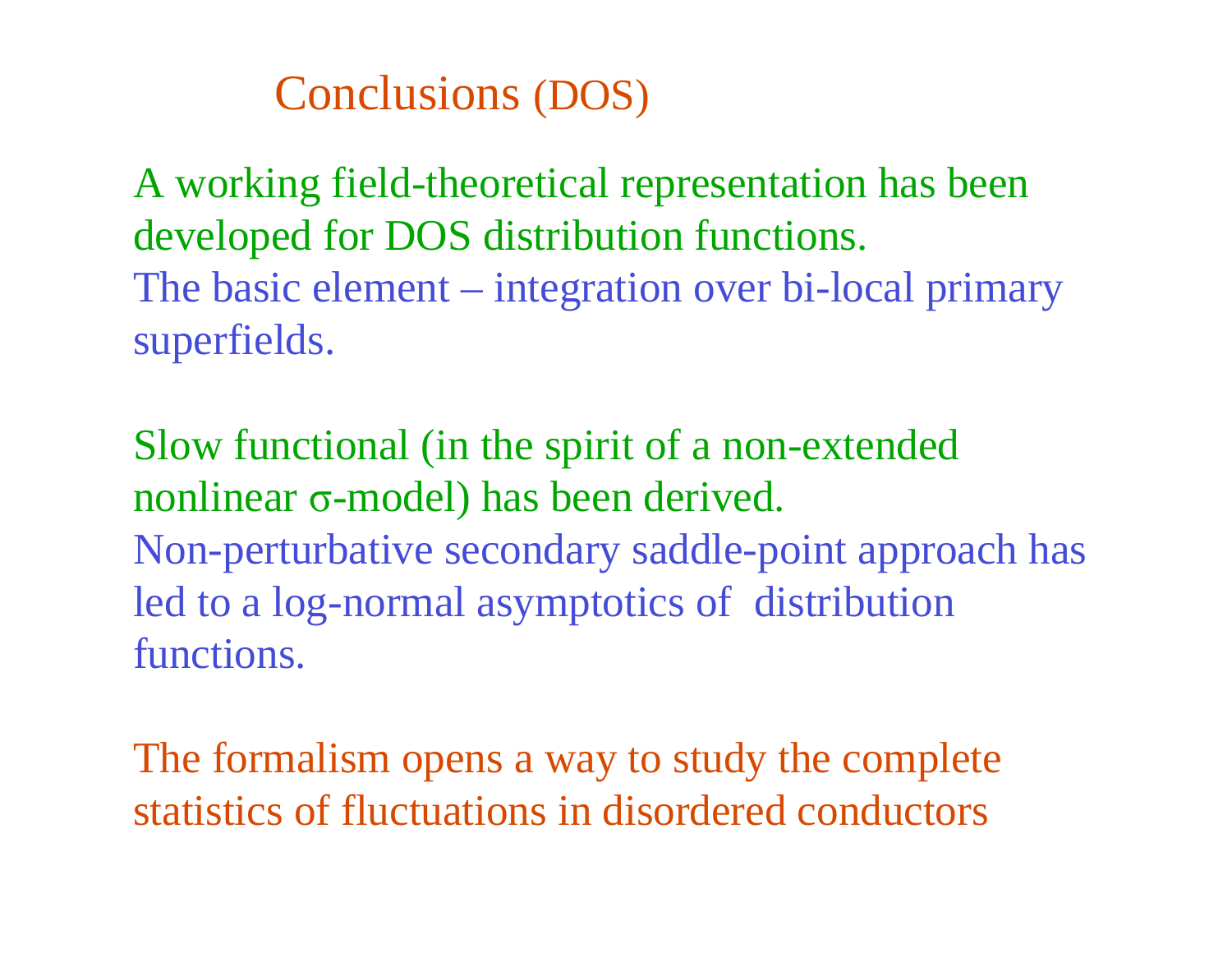# Conclusions (DOS)

A working field-theoretical representation has been developed for DOS distribution functions.
The basic element – integration over bi-local primary superfields.

Slow functional (in the spirit of a non-extended nonlinear $\sigma$-model) has been derived.
Non-perturbative secondary saddle-point approach has led to a log-normal asymptotics of distribution functions.

The formalism opens a way to study the complete statistics of fluctuations in disordered conductors